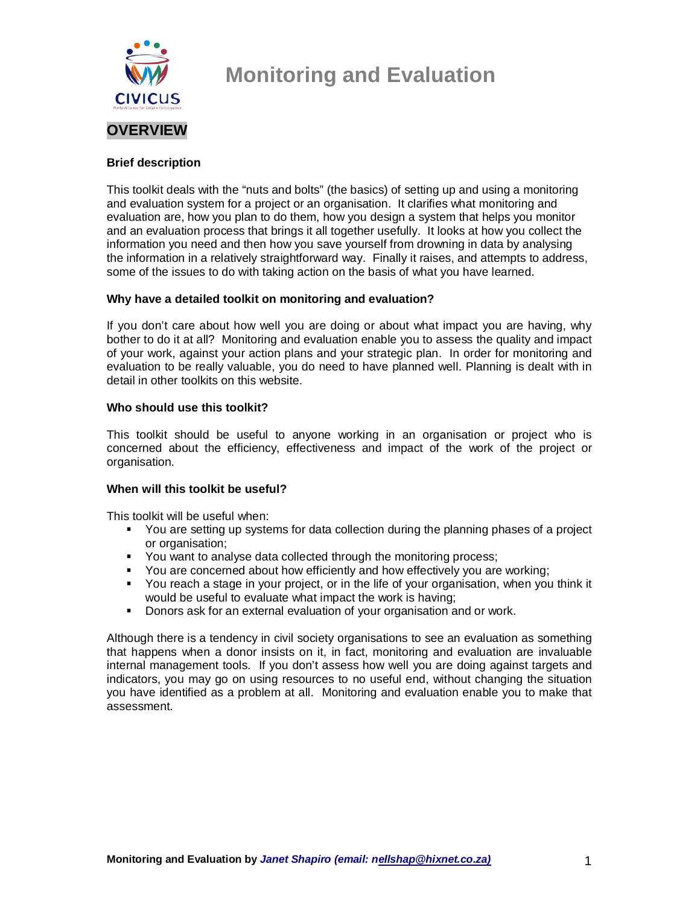# Monitoring and Evaluation

## OVERVIEW

### Brief description

This toolkit deals with the "nuts and bolts" (the basics) of setting up and using a monitoring and evaluation system for a project or an organisation. It clarifies what monitoring and evaluation are, how you plan to do them, how you design a system that helps you monitor and an evaluation process that brings it all together usefully. It looks at how you collect the information you need and then how you save yourself from drowning in data by analysing the information in a relatively straightforward way. Finally it raises, and attempts to address, some of the issues to do with taking action on the basis of what you have learned.

### Why have a detailed toolkit on monitoring and evaluation?

If you don't care about how well you are doing or about what impact you are having, why bother to do it at all? Monitoring and evaluation enable you to assess the quality and impact of your work, against your action plans and your strategic plan. In order for monitoring and evaluation to be really valuable, you do need to have planned well. Planning is dealt with in detail in other toolkits on this website.

### Who should use this toolkit?

This toolkit should be useful to anyone working in an organisation or project who is concerned about the efficiency, effectiveness and impact of the work of the project or organisation.

### When will this toolkit be useful?

This toolkit will be useful when:

- You are setting up systems for data collection during the planning phases of a project or organisation;
- You want to analyse data collected through the monitoring process;
- You are concerned about how efficiently and how effectively you are working;
- You reach a stage in your project, or in the life of your organisation, when you think it would be useful to evaluate what impact the work is having;
- Donors ask for an external evaluation of your organisation and or work.

Although there is a tendency in civil society organisations to see an evaluation as something that happens when a donor insists on it, in fact, monitoring and evaluation are invaluable internal management tools. If you don't assess how well you are doing against targets and indicators, you may go on using resources to no useful end, without changing the situation you have identified as a problem at all. Monitoring and evaluation enable you to make that assessment.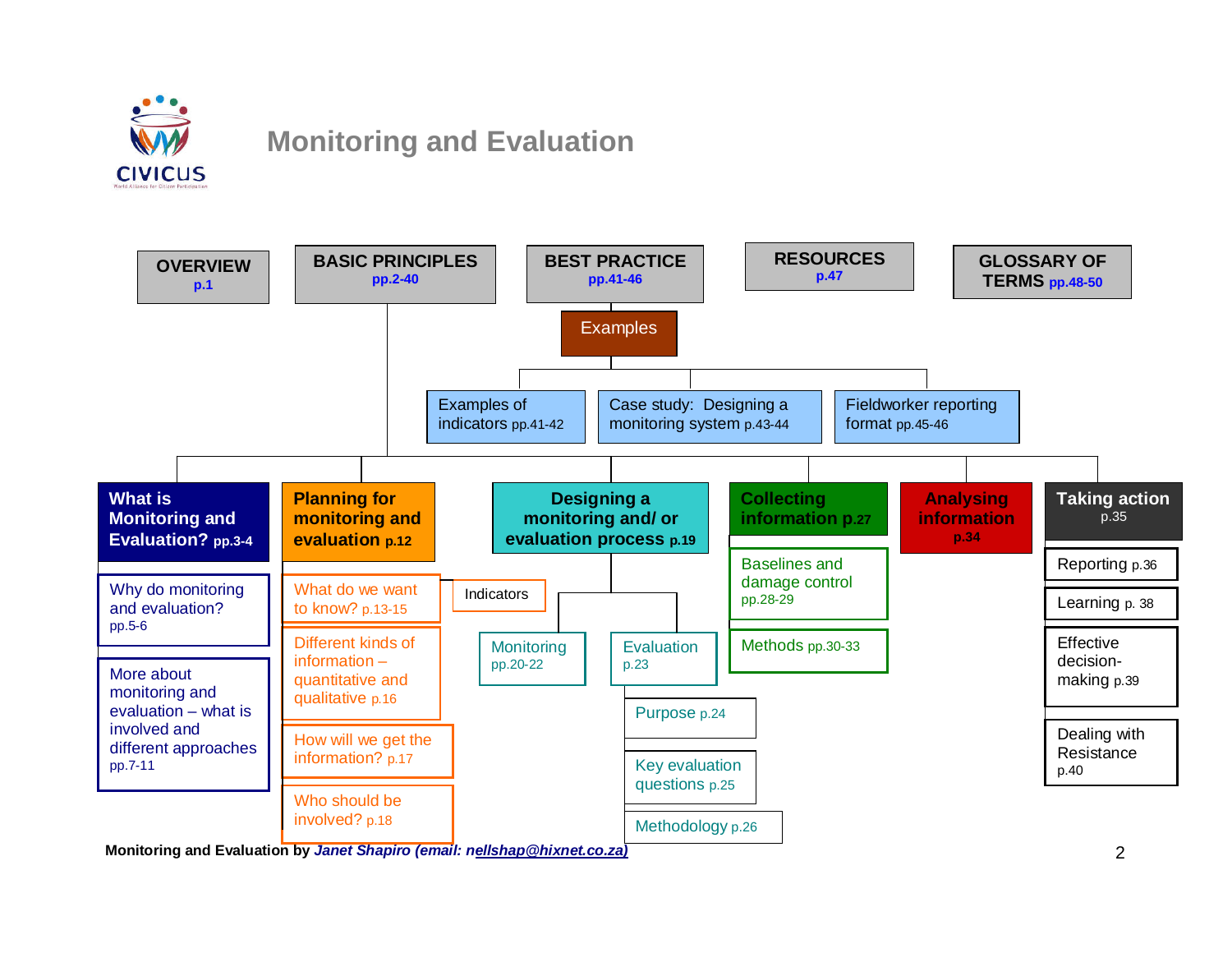# Monitoring and Evaluation

**OVERVIEW** p.1

**BASIC PRINCIPLES** pp.2-40

**BEST PRACTICE** pp.41-46

- Examples
  - Examples of indicators pp.41-42
  - Case study: Designing a monitoring system pp.43-44
  - Fieldworker reporting format pp.45-46

**RESOURCES** p.47

**GLOSSARY OF TERMS** pp.48-50

---

**What is Monitoring and Evaluation?** pp.3-4
- Why do monitoring and evaluation? pp.5-6
- More about monitoring and evaluation – what is involved and different approaches pp.7-11

**Planning for monitoring and evaluation** p.12
- What do we want to know? pp.13-15
  - Indicators
- Different kinds of information – quantitative and qualitative p.16
- How will we get the information? p.17
- Who should be involved? p.18

**Designing a monitoring and/ or evaluation process** p.19
- Monitoring pp.20-22
- Evaluation p.23
  - Purpose p.24
  - Key evaluation questions p.25
  - Methodology p.26

**Collecting information** p.27
- Baselines and damage control pp.28-29
- Methods pp.30-33

**Analysing information** p.34

**Taking action** p.35
- Reporting p.36
- Learning p. 38
- Effective decision-making p.39
- Dealing with Resistance p.40

**Monitoring and Evaluation by** ***Janet Shapiro (email: nellshap@hixnet.co.za)***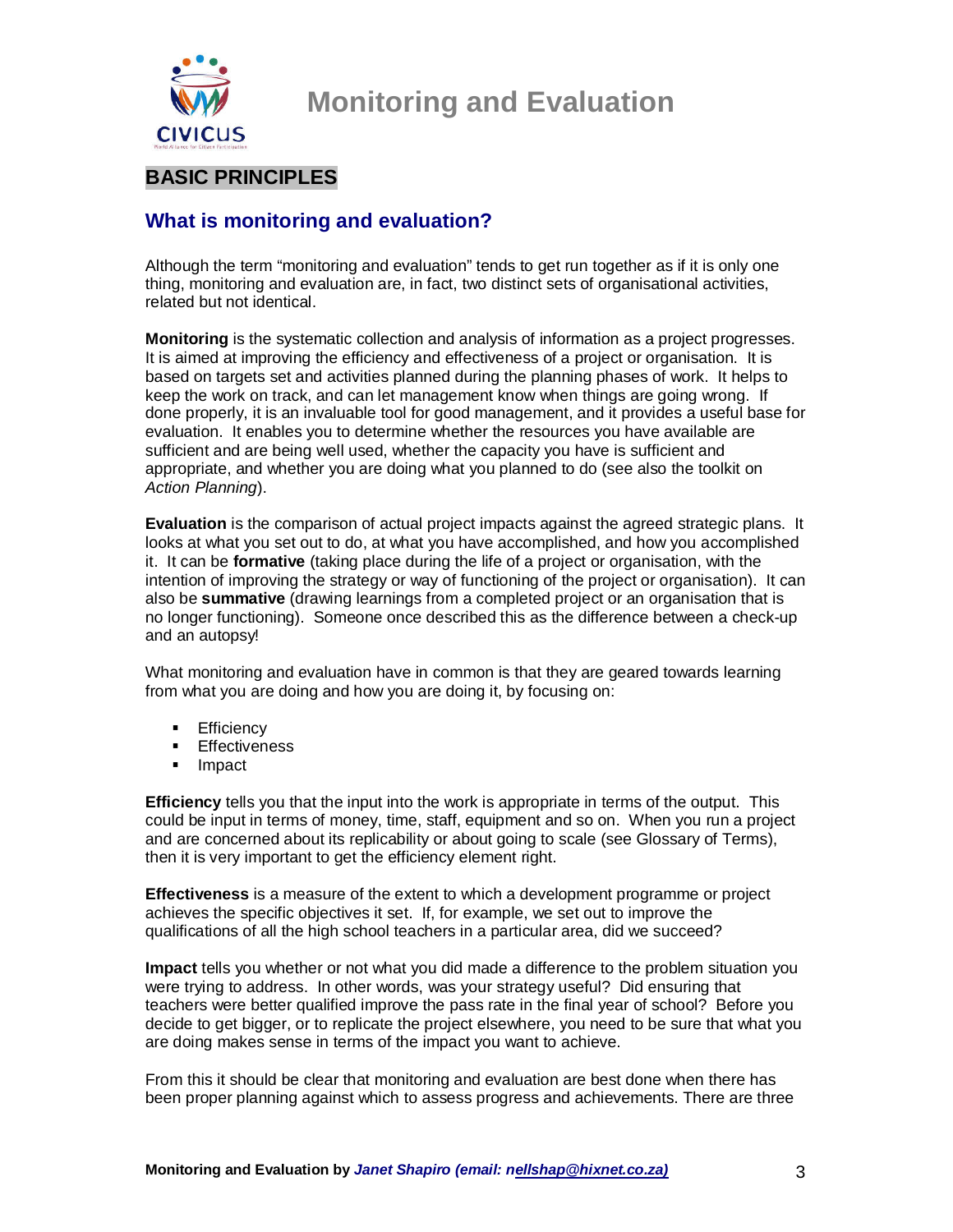# Monitoring and Evaluation

## BASIC PRINCIPLES

### What is monitoring and evaluation?

Although the term "monitoring and evaluation" tends to get run together as if it is only one thing, monitoring and evaluation are, in fact, two distinct sets of organisational activities, related but not identical.

**Monitoring** is the systematic collection and analysis of information as a project progresses. It is aimed at improving the efficiency and effectiveness of a project or organisation. It is based on targets set and activities planned during the planning phases of work. It helps to keep the work on track, and can let management know when things are going wrong. If done properly, it is an invaluable tool for good management, and it provides a useful base for evaluation. It enables you to determine whether the resources you have available are sufficient and are being well used, whether the capacity you have is sufficient and appropriate, and whether you are doing what you planned to do (see also the toolkit on *Action Planning*).

**Evaluation** is the comparison of actual project impacts against the agreed strategic plans. It looks at what you set out to do, at what you have accomplished, and how you accomplished it. It can be **formative** (taking place during the life of a project or organisation, with the intention of improving the strategy or way of functioning of the project or organisation). It can also be **summative** (drawing learnings from a completed project or an organisation that is no longer functioning). Someone once described this as the difference between a check-up and an autopsy!

What monitoring and evaluation have in common is that they are geared towards learning from what you are doing and how you are doing it, by focusing on:

- Efficiency
- Effectiveness
- Impact

**Efficiency** tells you that the input into the work is appropriate in terms of the output. This could be input in terms of money, time, staff, equipment and so on. When you run a project and are concerned about its replicability or about going to scale (see Glossary of Terms), then it is very important to get the efficiency element right.

**Effectiveness** is a measure of the extent to which a development programme or project achieves the specific objectives it set. If, for example, we set out to improve the qualifications of all the high school teachers in a particular area, did we succeed?

**Impact** tells you whether or not what you did made a difference to the problem situation you were trying to address. In other words, was your strategy useful? Did ensuring that teachers were better qualified improve the pass rate in the final year of school? Before you decide to get bigger, or to replicate the project elsewhere, you need to be sure that what you are doing makes sense in terms of the impact you want to achieve.

From this it should be clear that monitoring and evaluation are best done when there has been proper planning against which to assess progress and achievements. There are three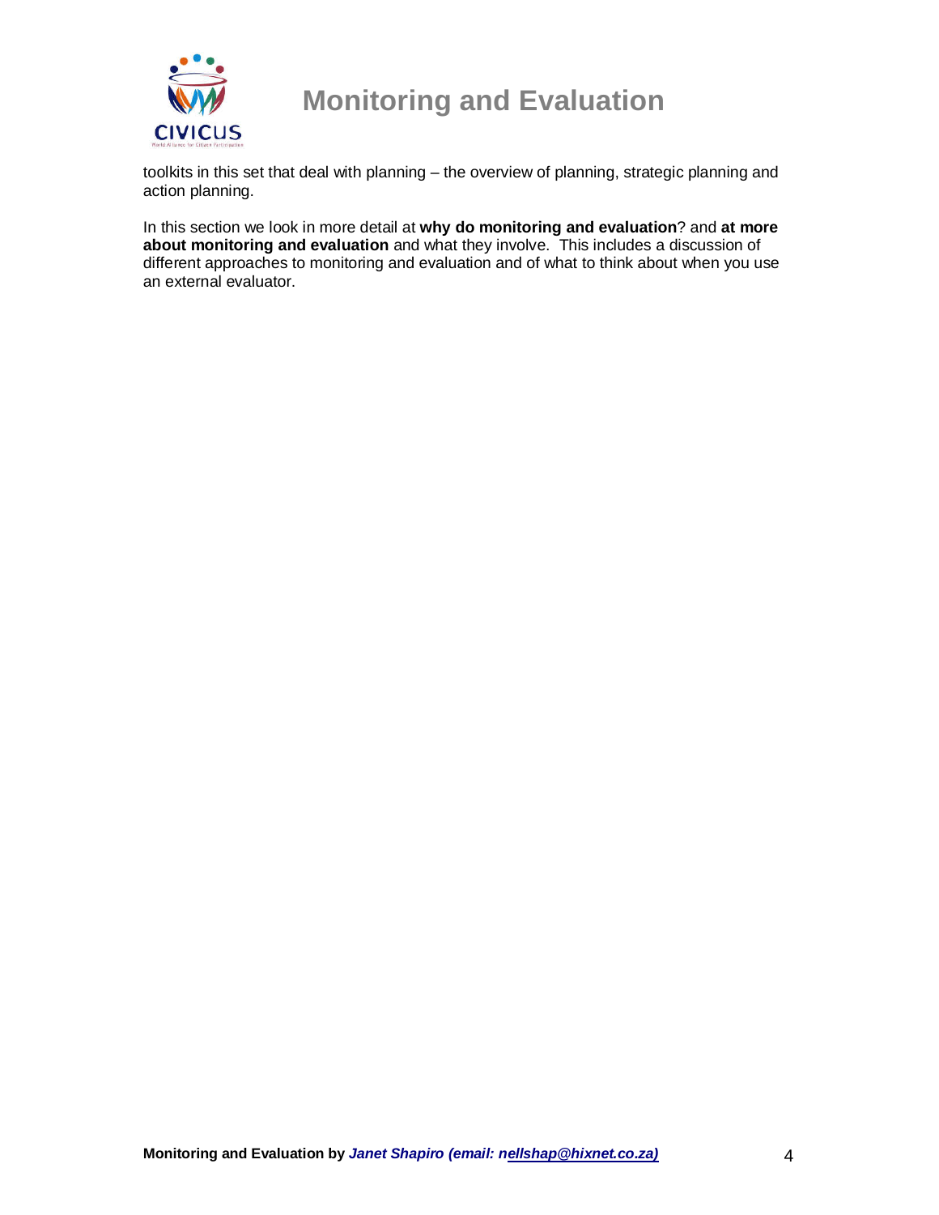toolkits in this set that deal with planning – the overview of planning, strategic planning and action planning.

In this section we look in more detail at **why do monitoring and evaluation**? and **at more about monitoring and evaluation** and what they involve. This includes a discussion of different approaches to monitoring and evaluation and of what to think about when you use an external evaluator.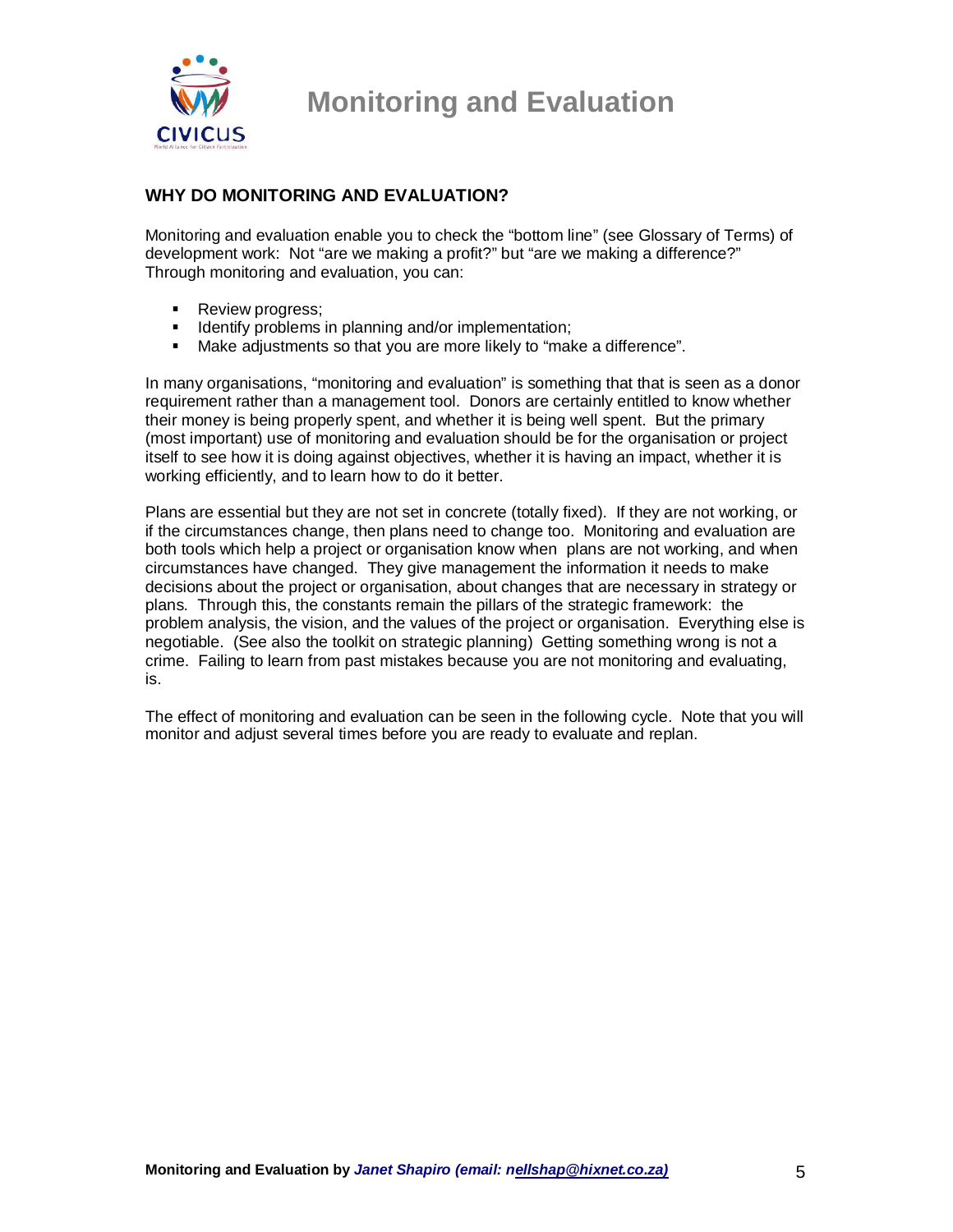## WHY DO MONITORING AND EVALUATION?

Monitoring and evaluation enable you to check the "bottom line" (see Glossary of Terms) of development work: Not "are we making a profit?" but "are we making a difference?" Through monitoring and evaluation, you can:

- Review progress;
- Identify problems in planning and/or implementation;
- Make adjustments so that you are more likely to "make a difference".

In many organisations, "monitoring and evaluation" is something that that is seen as a donor requirement rather than a management tool. Donors are certainly entitled to know whether their money is being properly spent, and whether it is being well spent. But the primary (most important) use of monitoring and evaluation should be for the organisation or project itself to see how it is doing against objectives, whether it is having an impact, whether it is working efficiently, and to learn how to do it better.

Plans are essential but they are not set in concrete (totally fixed). If they are not working, or if the circumstances change, then plans need to change too. Monitoring and evaluation are both tools which help a project or organisation know when plans are not working, and when circumstances have changed. They give management the information it needs to make decisions about the project or organisation, about changes that are necessary in strategy or plans. Through this, the constants remain the pillars of the strategic framework: the problem analysis, the vision, and the values of the project or organisation. Everything else is negotiable. (See also the toolkit on strategic planning) Getting something wrong is not a crime. Failing to learn from past mistakes because you are not monitoring and evaluating, is.

The effect of monitoring and evaluation can be seen in the following cycle. Note that you will monitor and adjust several times before you are ready to evaluate and replan.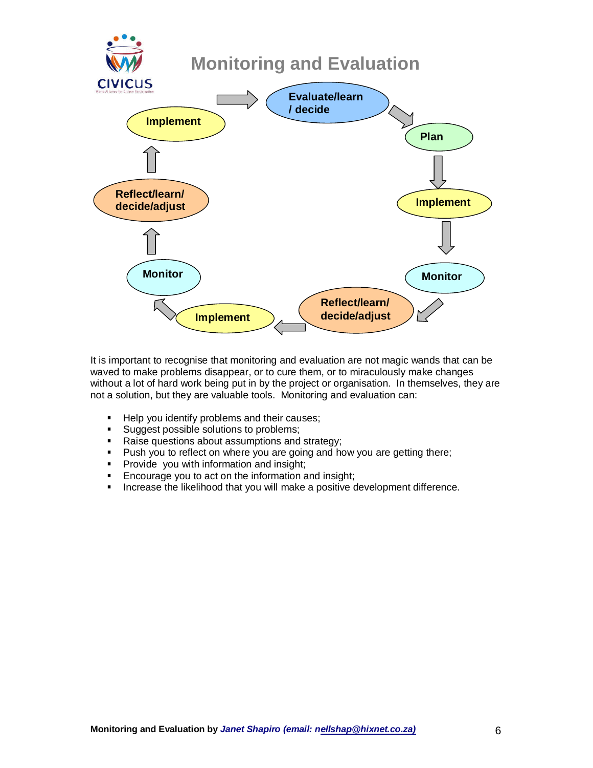# Monitoring and Evaluation

Evaluate/learn / decide → Plan → Implement → Monitor → Reflect/learn/ decide/adjust → Implement → Monitor → Reflect/learn/ decide/adjust → Implement → Evaluate/learn / decide

It is important to recognise that monitoring and evaluation are not magic wands that can be waved to make problems disappear, or to cure them, or to miraculously make changes without a lot of hard work being put in by the project or organisation. In themselves, they are not a solution, but they are valuable tools. Monitoring and evaluation can:

- Help you identify problems and their causes;
- Suggest possible solutions to problems;
- Raise questions about assumptions and strategy;
- Push you to reflect on where you are going and how you are getting there;
- Provide you with information and insight;
- Encourage you to act on the information and insight;
- Increase the likelihood that you will make a positive development difference.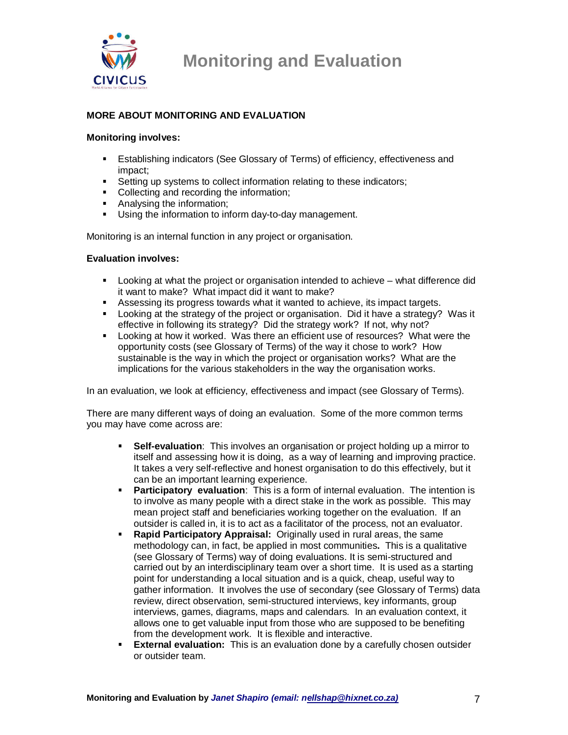## MORE ABOUT MONITORING AND EVALUATION

**Monitoring involves:**

- Establishing indicators (See Glossary of Terms) of efficiency, effectiveness and impact;
- Setting up systems to collect information relating to these indicators;
- Collecting and recording the information;
- Analysing the information;
- Using the information to inform day-to-day management.

Monitoring is an internal function in any project or organisation.

**Evaluation involves:**

- Looking at what the project or organisation intended to achieve – what difference did it want to make? What impact did it want to make?
- Assessing its progress towards what it wanted to achieve, its impact targets.
- Looking at the strategy of the project or organisation. Did it have a strategy? Was it effective in following its strategy? Did the strategy work? If not, why not?
- Looking at how it worked. Was there an efficient use of resources? What were the opportunity costs (see Glossary of Terms) of the way it chose to work? How sustainable is the way in which the project or organisation works? What are the implications for the various stakeholders in the way the organisation works.

In an evaluation, we look at efficiency, effectiveness and impact (see Glossary of Terms).

There are many different ways of doing an evaluation. Some of the more common terms you may have come across are:

- **Self-evaluation**: This involves an organisation or project holding up a mirror to itself and assessing how it is doing, as a way of learning and improving practice. It takes a very self-reflective and honest organisation to do this effectively, but it can be an important learning experience.
- **Participatory evaluation**: This is a form of internal evaluation. The intention is to involve as many people with a direct stake in the work as possible. This may mean project staff and beneficiaries working together on the evaluation. If an outsider is called in, it is to act as a facilitator of the process, not an evaluator.
- **Rapid Participatory Appraisal:** Originally used in rural areas, the same methodology can, in fact, be applied in most communities**.** This is a qualitative (see Glossary of Terms) way of doing evaluations. It is semi-structured and carried out by an interdisciplinary team over a short time. It is used as a starting point for understanding a local situation and is a quick, cheap, useful way to gather information. It involves the use of secondary (see Glossary of Terms) data review, direct observation, semi-structured interviews, key informants, group interviews, games, diagrams, maps and calendars. In an evaluation context, it allows one to get valuable input from those who are supposed to be benefiting from the development work. It is flexible and interactive.
- **External evaluation:** This is an evaluation done by a carefully chosen outsider or outsider team.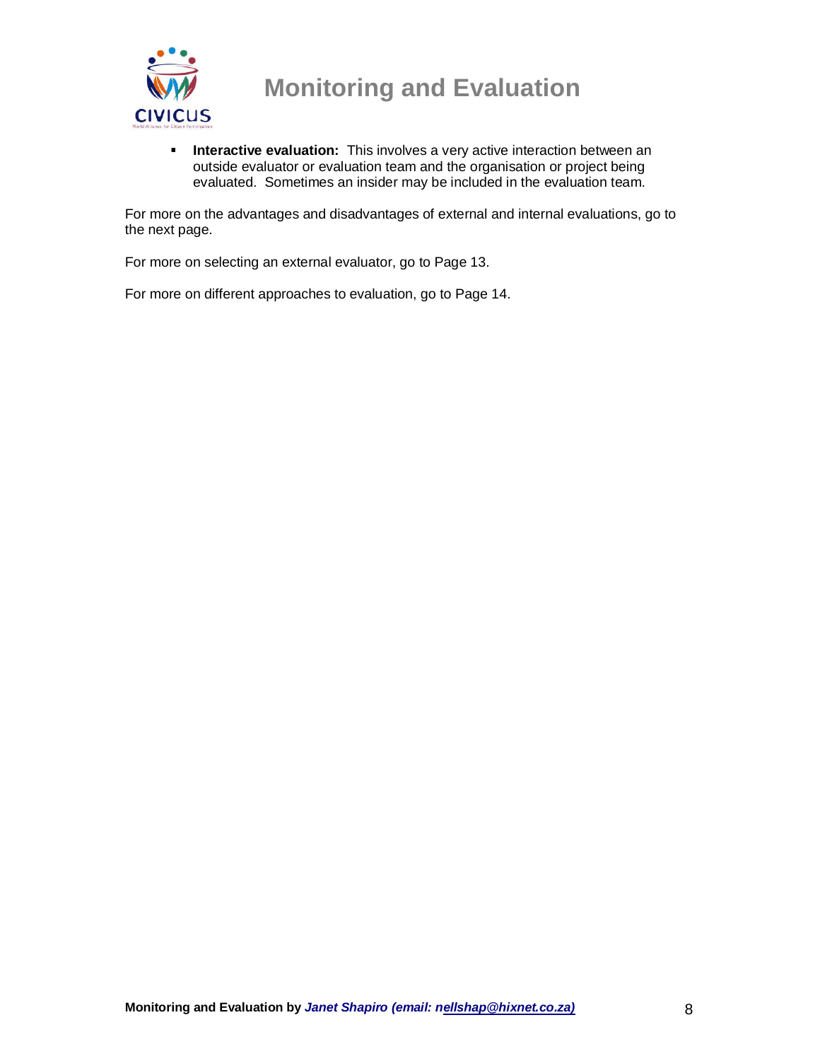- **Interactive evaluation:** This involves a very active interaction between an outside evaluator or evaluation team and the organisation or project being evaluated. Sometimes an insider may be included in the evaluation team.

For more on the advantages and disadvantages of external and internal evaluations, go to the next page.

For more on selecting an external evaluator, go to Page 13.

For more on different approaches to evaluation, go to Page 14.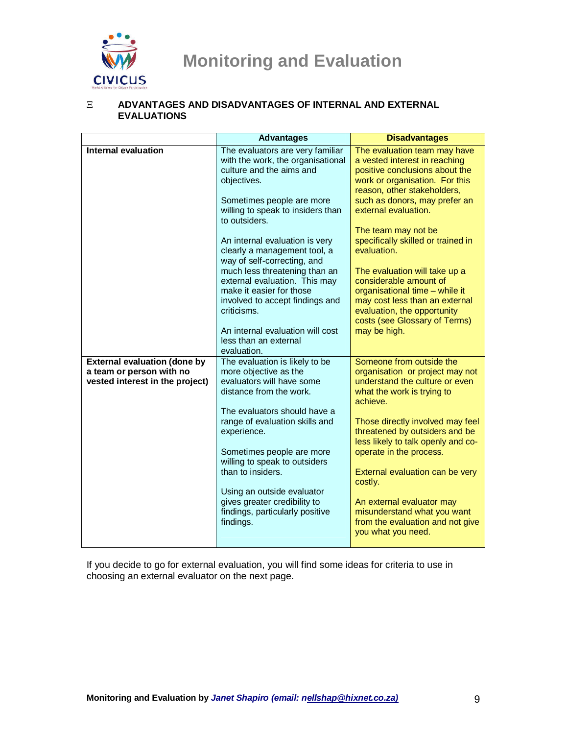## ADVANTAGES AND DISADVANTAGES OF INTERNAL AND EXTERNAL EVALUATIONS

| | Advantages | Disadvantages |
|---|---|---|
| **Internal evaluation** | The evaluators are very familiar with the work, the organisational culture and the aims and objectives.<br><br>Sometimes people are more willing to speak to insiders than to outsiders.<br><br>An internal evaluation is very clearly a management tool, a way of self-correcting, and much less threatening than an external evaluation. This may make it easier for those involved to accept findings and criticisms.<br><br>An internal evaluation will cost less than an external evaluation. | The evaluation team may have a vested interest in reaching positive conclusions about the work or organisation. For this reason, other stakeholders, such as donors, may prefer an external evaluation.<br><br>The team may not be specifically skilled or trained in evaluation.<br><br>The evaluation will take up a considerable amount of organisational time – while it may cost less than an external evaluation, the opportunity costs (see Glossary of Terms) may be high. |
| **External evaluation (done by a team or person with no vested interest in the project)** | The evaluation is likely to be more objective as the evaluators will have some distance from the work.<br><br>The evaluators should have a range of evaluation skills and experience.<br><br>Sometimes people are more willing to speak to outsiders than to insiders.<br><br>Using an outside evaluator gives greater credibility to findings, particularly positive findings. | Someone from outside the organisation or project may not understand the culture or even what the work is trying to achieve.<br><br>Those directly involved may feel threatened by outsiders and be less likely to talk openly and co-operate in the process.<br><br>External evaluation can be very costly.<br><br>An external evaluator may misunderstand what you want from the evaluation and not give you what you need. |

If you decide to go for external evaluation, you will find some ideas for criteria to use in choosing an external evaluator on the next page.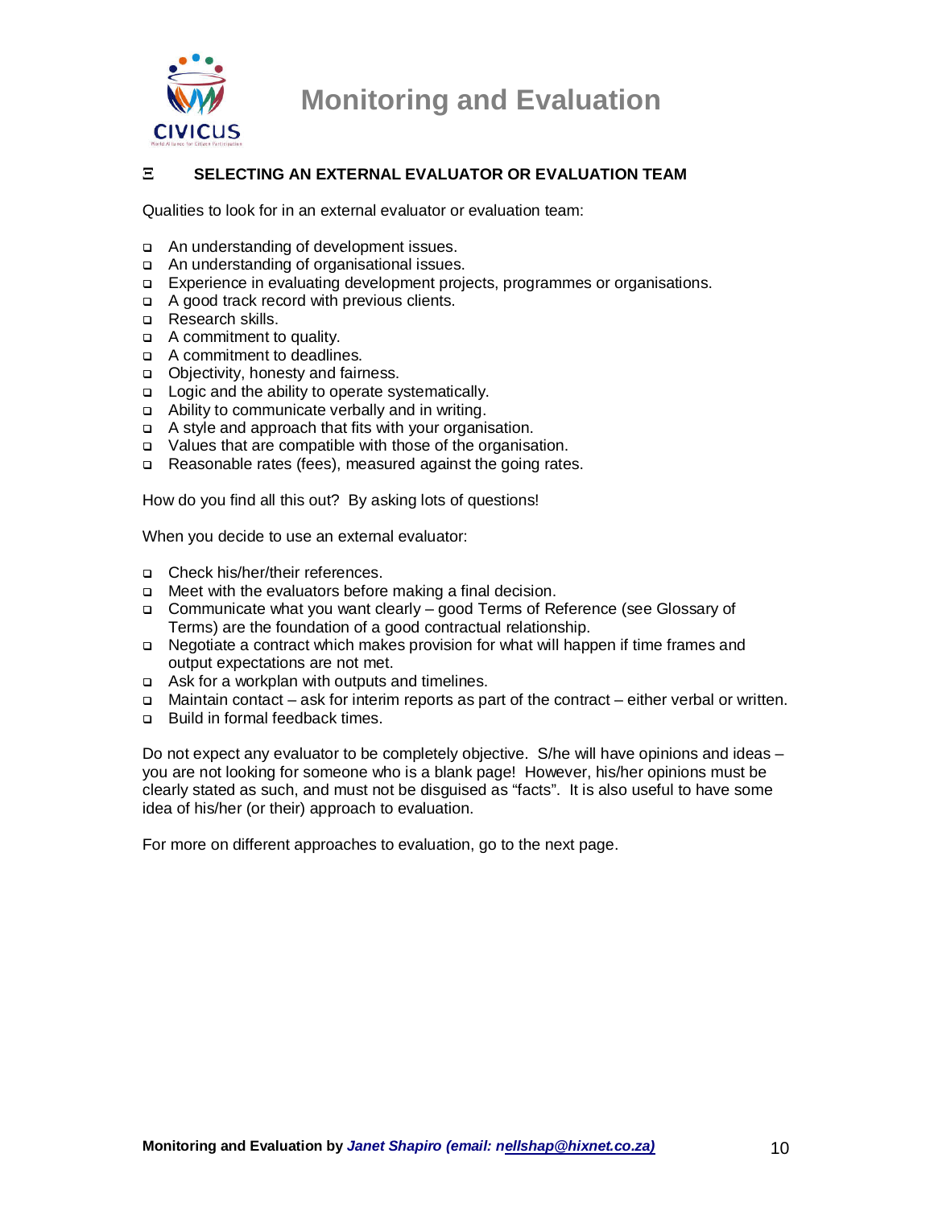## SELECTING AN EXTERNAL EVALUATOR OR EVALUATION TEAM

Qualities to look for in an external evaluator or evaluation team:

- An understanding of development issues.
- An understanding of organisational issues.
- Experience in evaluating development projects, programmes or organisations.
- A good track record with previous clients.
- Research skills.
- A commitment to quality.
- A commitment to deadlines.
- Objectivity, honesty and fairness.
- Logic and the ability to operate systematically.
- Ability to communicate verbally and in writing.
- A style and approach that fits with your organisation.
- Values that are compatible with those of the organisation.
- Reasonable rates (fees), measured against the going rates.

How do you find all this out? By asking lots of questions!

When you decide to use an external evaluator:

- Check his/her/their references.
- Meet with the evaluators before making a final decision.
- Communicate what you want clearly – good Terms of Reference (see Glossary of Terms) are the foundation of a good contractual relationship.
- Negotiate a contract which makes provision for what will happen if time frames and output expectations are not met.
- Ask for a workplan with outputs and timelines.
- Maintain contact – ask for interim reports as part of the contract – either verbal or written.
- Build in formal feedback times.

Do not expect any evaluator to be completely objective. S/he will have opinions and ideas – you are not looking for someone who is a blank page! However, his/her opinions must be clearly stated as such, and must not be disguised as "facts". It is also useful to have some idea of his/her (or their) approach to evaluation.

For more on different approaches to evaluation, go to the next page.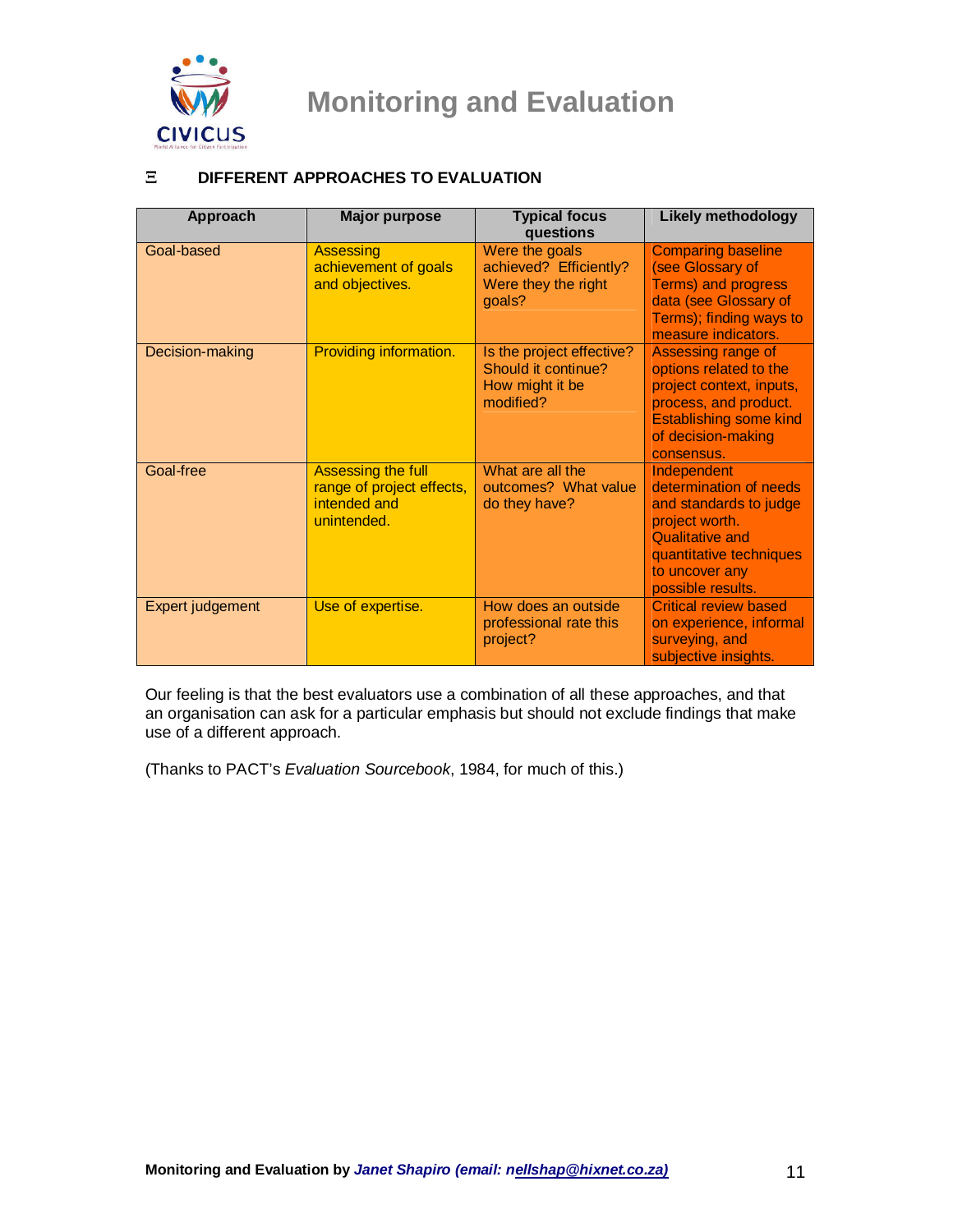## DIFFERENT APPROACHES TO EVALUATION

| Approach | Major purpose | Typical focus questions | Likely methodology |
| --- | --- | --- | --- |
| Goal-based | Assessing achievement of goals and objectives. | Were the goals achieved? Efficiently? Were they the right goals? | Comparing baseline (see Glossary of Terms) and progress data (see Glossary of Terms); finding ways to measure indicators. |
| Decision-making | Providing information. | Is the project effective? Should it continue? How might it be modified? | Assessing range of options related to the project context, inputs, process, and product. Establishing some kind of decision-making consensus. |
| Goal-free | Assessing the full range of project effects, intended and unintended. | What are all the outcomes? What value do they have? | Independent determination of needs and standards to judge project worth. Qualitative and quantitative techniques to uncover any possible results. |
| Expert judgement | Use of expertise. | How does an outside professional rate this project? | Critical review based on experience, informal surveying, and subjective insights. |

Our feeling is that the best evaluators use a combination of all these approaches, and that an organisation can ask for a particular emphasis but should not exclude findings that make use of a different approach.

(Thanks to PACT's *Evaluation Sourcebook*, 1984, for much of this.)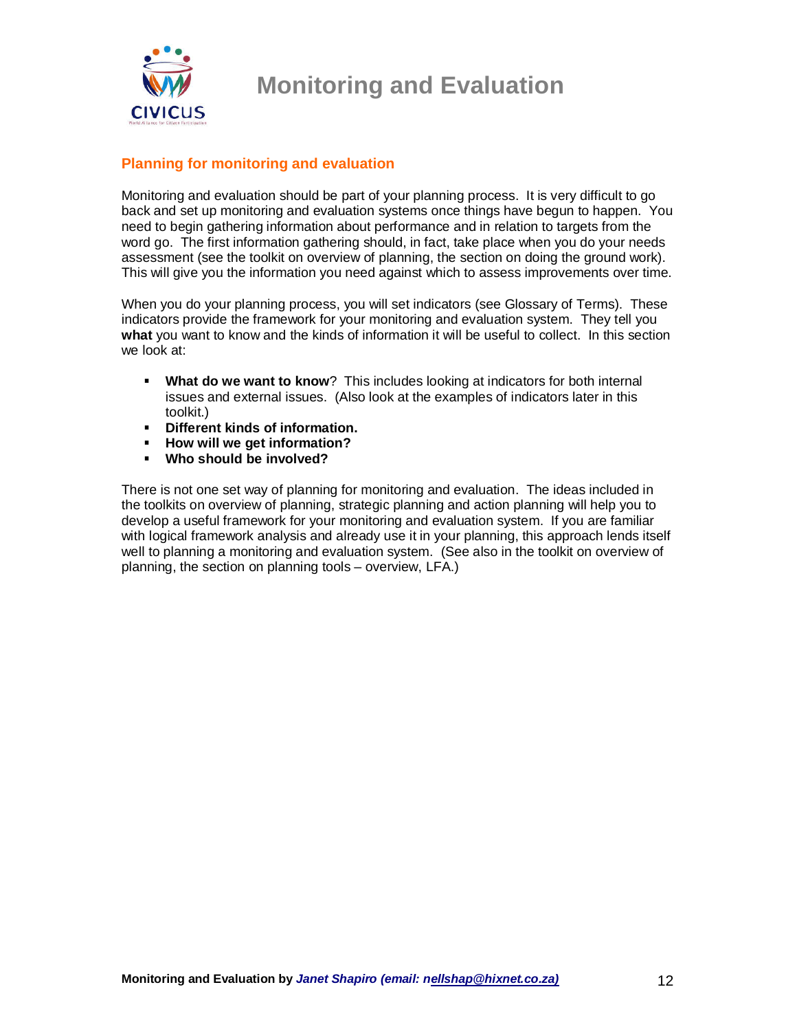## Planning for monitoring and evaluation

Monitoring and evaluation should be part of your planning process. It is very difficult to go back and set up monitoring and evaluation systems once things have begun to happen. You need to begin gathering information about performance and in relation to targets from the word go. The first information gathering should, in fact, take place when you do your needs assessment (see the toolkit on overview of planning, the section on doing the ground work). This will give you the information you need against which to assess improvements over time.

When you do your planning process, you will set indicators (see Glossary of Terms). These indicators provide the framework for your monitoring and evaluation system. They tell you **what** you want to know and the kinds of information it will be useful to collect. In this section we look at:

- **What do we want to know**? This includes looking at indicators for both internal issues and external issues. (Also look at the examples of indicators later in this toolkit.)
- **Different kinds of information.**
- **How will we get information?**
- **Who should be involved?**

There is not one set way of planning for monitoring and evaluation. The ideas included in the toolkits on overview of planning, strategic planning and action planning will help you to develop a useful framework for your monitoring and evaluation system. If you are familiar with logical framework analysis and already use it in your planning, this approach lends itself well to planning a monitoring and evaluation system. (See also in the toolkit on overview of planning, the section on planning tools – overview, LFA.)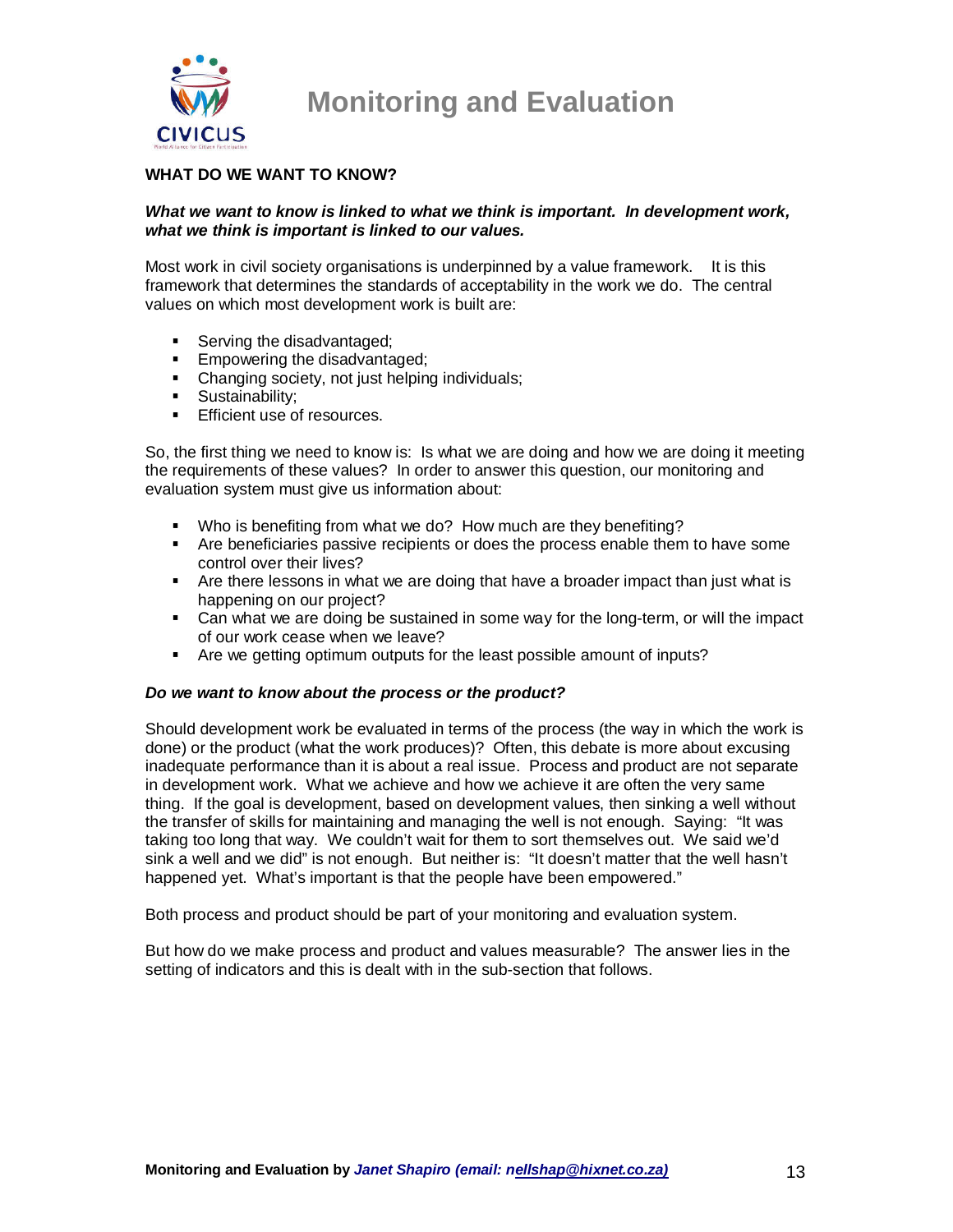## WHAT DO WE WANT TO KNOW?

***What we want to know is linked to what we think is important. In development work, what we think is important is linked to our values.***

Most work in civil society organisations is underpinned by a value framework. It is this framework that determines the standards of acceptability in the work we do. The central values on which most development work is built are:

- Serving the disadvantaged;
- Empowering the disadvantaged;
- Changing society, not just helping individuals;
- Sustainability;
- Efficient use of resources.

So, the first thing we need to know is: Is what we are doing and how we are doing it meeting the requirements of these values? In order to answer this question, our monitoring and evaluation system must give us information about:

- Who is benefiting from what we do? How much are they benefiting?
- Are beneficiaries passive recipients or does the process enable them to have some control over their lives?
- Are there lessons in what we are doing that have a broader impact than just what is happening on our project?
- Can what we are doing be sustained in some way for the long-term, or will the impact of our work cease when we leave?
- Are we getting optimum outputs for the least possible amount of inputs?

***Do we want to know about the process or the product?***

Should development work be evaluated in terms of the process (the way in which the work is done) or the product (what the work produces)? Often, this debate is more about excusing inadequate performance than it is about a real issue. Process and product are not separate in development work. What we achieve and how we achieve it are often the very same thing. If the goal is development, based on development values, then sinking a well without the transfer of skills for maintaining and managing the well is not enough. Saying: "It was taking too long that way. We couldn't wait for them to sort themselves out. We said we'd sink a well and we did" is not enough. But neither is: "It doesn't matter that the well hasn't happened yet. What's important is that the people have been empowered."

Both process and product should be part of your monitoring and evaluation system.

But how do we make process and product and values measurable? The answer lies in the setting of indicators and this is dealt with in the sub-section that follows.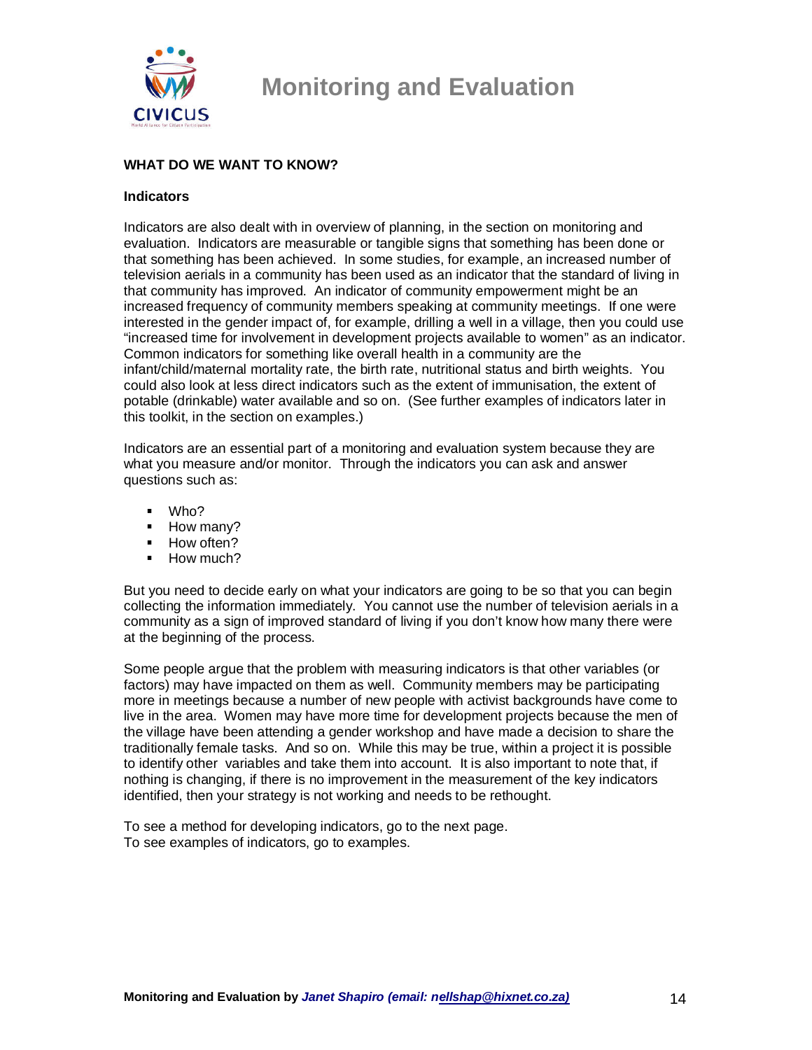## WHAT DO WE WANT TO KNOW?

### Indicators

Indicators are also dealt with in overview of planning, in the section on monitoring and evaluation. Indicators are measurable or tangible signs that something has been done or that something has been achieved. In some studies, for example, an increased number of television aerials in a community has been used as an indicator that the standard of living in that community has improved. An indicator of community empowerment might be an increased frequency of community members speaking at community meetings. If one were interested in the gender impact of, for example, drilling a well in a village, then you could use "increased time for involvement in development projects available to women" as an indicator. Common indicators for something like overall health in a community are the infant/child/maternal mortality rate, the birth rate, nutritional status and birth weights. You could also look at less direct indicators such as the extent of immunisation, the extent of potable (drinkable) water available and so on. (See further examples of indicators later in this toolkit, in the section on examples.)

Indicators are an essential part of a monitoring and evaluation system because they are what you measure and/or monitor. Through the indicators you can ask and answer questions such as:

- Who?
- How many?
- How often?
- How much?

But you need to decide early on what your indicators are going to be so that you can begin collecting the information immediately. You cannot use the number of television aerials in a community as a sign of improved standard of living if you don't know how many there were at the beginning of the process.

Some people argue that the problem with measuring indicators is that other variables (or factors) may have impacted on them as well. Community members may be participating more in meetings because a number of new people with activist backgrounds have come to live in the area. Women may have more time for development projects because the men of the village have been attending a gender workshop and have made a decision to share the traditionally female tasks. And so on. While this may be true, within a project it is possible to identify other variables and take them into account. It is also important to note that, if nothing is changing, if there is no improvement in the measurement of the key indicators identified, then your strategy is not working and needs to be rethought.

To see a method for developing indicators, go to the next page.
To see examples of indicators, go to examples.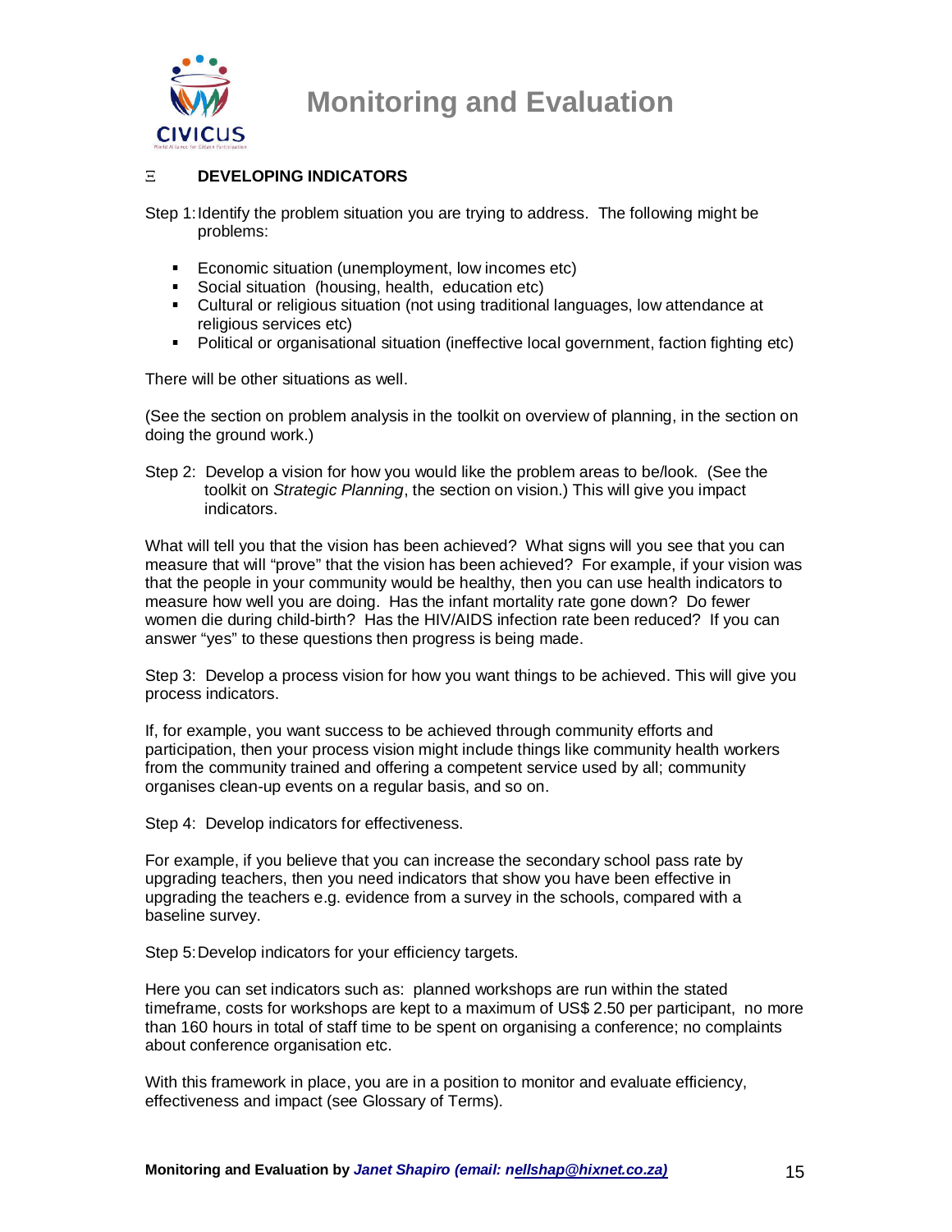## DEVELOPING INDICATORS

Step 1: Identify the problem situation you are trying to address. The following might be problems:

- Economic situation (unemployment, low incomes etc)
- Social situation (housing, health, education etc)
- Cultural or religious situation (not using traditional languages, low attendance at religious services etc)
- Political or organisational situation (ineffective local government, faction fighting etc)

There will be other situations as well.

(See the section on problem analysis in the toolkit on overview of planning, in the section on doing the ground work.)

Step 2: Develop a vision for how you would like the problem areas to be/look. (See the toolkit on *Strategic Planning*, the section on vision.) This will give you impact indicators.

What will tell you that the vision has been achieved? What signs will you see that you can measure that will "prove" that the vision has been achieved? For example, if your vision was that the people in your community would be healthy, then you can use health indicators to measure how well you are doing. Has the infant mortality rate gone down? Do fewer women die during child-birth? Has the HIV/AIDS infection rate been reduced? If you can answer "yes" to these questions then progress is being made.

Step 3: Develop a process vision for how you want things to be achieved. This will give you process indicators.

If, for example, you want success to be achieved through community efforts and participation, then your process vision might include things like community health workers from the community trained and offering a competent service used by all; community organises clean-up events on a regular basis, and so on.

Step 4: Develop indicators for effectiveness.

For example, if you believe that you can increase the secondary school pass rate by upgrading teachers, then you need indicators that show you have been effective in upgrading the teachers e.g. evidence from a survey in the schools, compared with a baseline survey.

Step 5: Develop indicators for your efficiency targets.

Here you can set indicators such as: planned workshops are run within the stated timeframe, costs for workshops are kept to a maximum of US$ 2.50 per participant, no more than 160 hours in total of staff time to be spent on organising a conference; no complaints about conference organisation etc.

With this framework in place, you are in a position to monitor and evaluate efficiency, effectiveness and impact (see Glossary of Terms).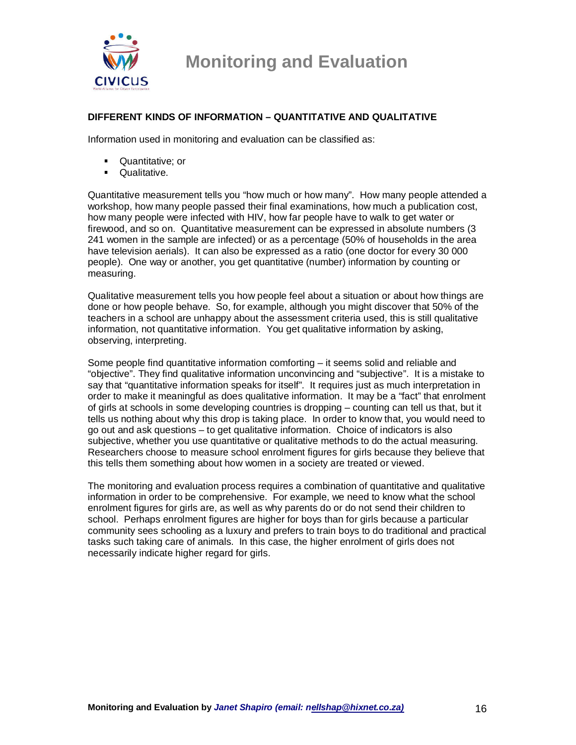## DIFFERENT KINDS OF INFORMATION – QUANTITATIVE AND QUALITATIVE

Information used in monitoring and evaluation can be classified as:

- Quantitative; or
- Qualitative.

Quantitative measurement tells you "how much or how many". How many people attended a workshop, how many people passed their final examinations, how much a publication cost, how many people were infected with HIV, how far people have to walk to get water or firewood, and so on. Quantitative measurement can be expressed in absolute numbers (3 241 women in the sample are infected) or as a percentage (50% of households in the area have television aerials). It can also be expressed as a ratio (one doctor for every 30 000 people). One way or another, you get quantitative (number) information by counting or measuring.

Qualitative measurement tells you how people feel about a situation or about how things are done or how people behave. So, for example, although you might discover that 50% of the teachers in a school are unhappy about the assessment criteria used, this is still qualitative information, not quantitative information. You get qualitative information by asking, observing, interpreting.

Some people find quantitative information comforting – it seems solid and reliable and "objective". They find qualitative information unconvincing and "subjective". It is a mistake to say that "quantitative information speaks for itself". It requires just as much interpretation in order to make it meaningful as does qualitative information. It may be a "fact" that enrolment of girls at schools in some developing countries is dropping – counting can tell us that, but it tells us nothing about why this drop is taking place. In order to know that, you would need to go out and ask questions – to get qualitative information. Choice of indicators is also subjective, whether you use quantitative or qualitative methods to do the actual measuring. Researchers choose to measure school enrolment figures for girls because they believe that this tells them something about how women in a society are treated or viewed.

The monitoring and evaluation process requires a combination of quantitative and qualitative information in order to be comprehensive. For example, we need to know what the school enrolment figures for girls are, as well as why parents do or do not send their children to school. Perhaps enrolment figures are higher for boys than for girls because a particular community sees schooling as a luxury and prefers to train boys to do traditional and practical tasks such taking care of animals. In this case, the higher enrolment of girls does not necessarily indicate higher regard for girls.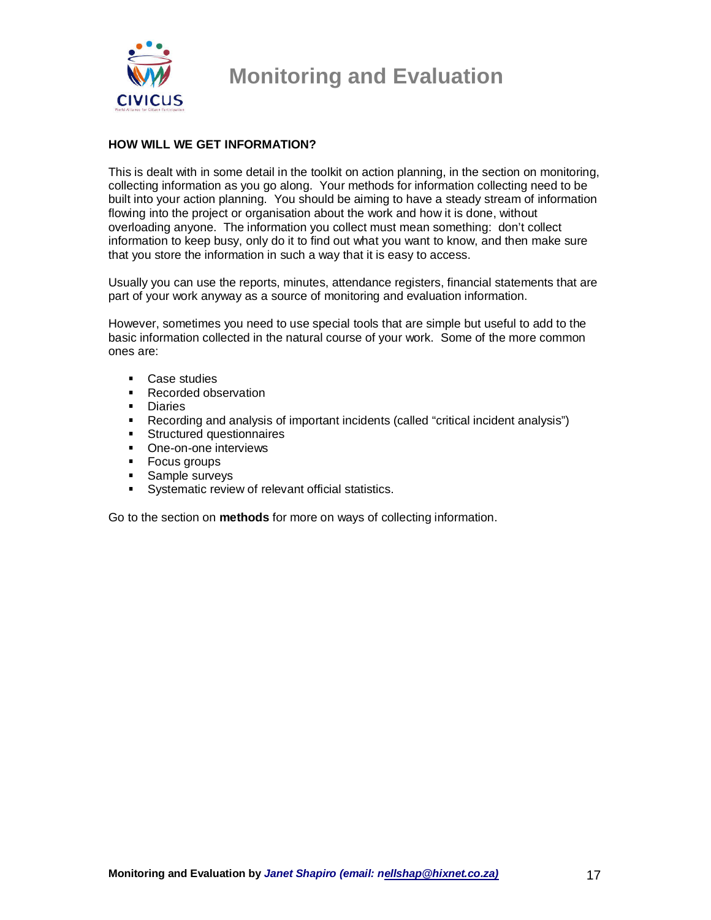**HOW WILL WE GET INFORMATION?**

This is dealt with in some detail in the toolkit on action planning, in the section on monitoring, collecting information as you go along. Your methods for information collecting need to be built into your action planning. You should be aiming to have a steady stream of information flowing into the project or organisation about the work and how it is done, without overloading anyone. The information you collect must mean something: don't collect information to keep busy, only do it to find out what you want to know, and then make sure that you store the information in such a way that it is easy to access.

Usually you can use the reports, minutes, attendance registers, financial statements that are part of your work anyway as a source of monitoring and evaluation information.

However, sometimes you need to use special tools that are simple but useful to add to the basic information collected in the natural course of your work. Some of the more common ones are:

- Case studies
- Recorded observation
- Diaries
- Recording and analysis of important incidents (called "critical incident analysis")
- Structured questionnaires
- One-on-one interviews
- Focus groups
- Sample surveys
- Systematic review of relevant official statistics.

Go to the section on **methods** for more on ways of collecting information.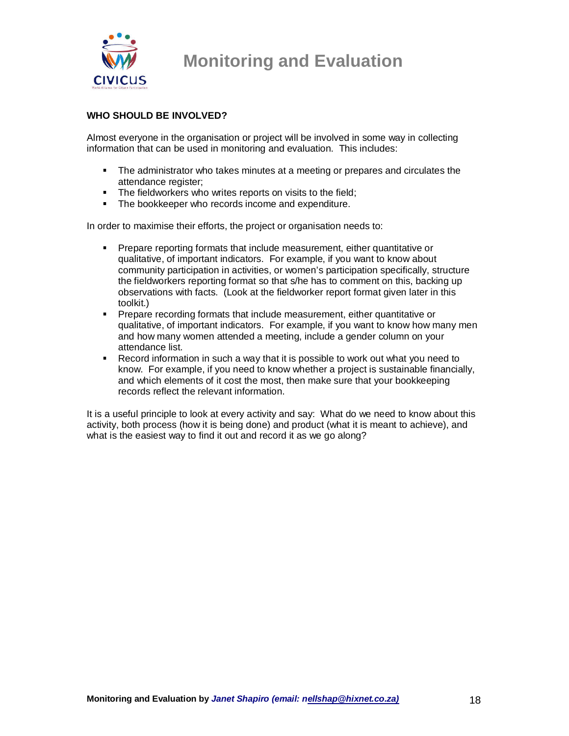**WHO SHOULD BE INVOLVED?**

Almost everyone in the organisation or project will be involved in some way in collecting information that can be used in monitoring and evaluation. This includes:

- The administrator who takes minutes at a meeting or prepares and circulates the attendance register;
- The fieldworkers who writes reports on visits to the field;
- The bookkeeper who records income and expenditure.

In order to maximise their efforts, the project or organisation needs to:

- Prepare reporting formats that include measurement, either quantitative or qualitative, of important indicators. For example, if you want to know about community participation in activities, or women's participation specifically, structure the fieldworkers reporting format so that s/he has to comment on this, backing up observations with facts. (Look at the fieldworker report format given later in this toolkit.)
- Prepare recording formats that include measurement, either quantitative or qualitative, of important indicators. For example, if you want to know how many men and how many women attended a meeting, include a gender column on your attendance list.
- Record information in such a way that it is possible to work out what you need to know. For example, if you need to know whether a project is sustainable financially, and which elements of it cost the most, then make sure that your bookkeeping records reflect the relevant information.

It is a useful principle to look at every activity and say: What do we need to know about this activity, both process (how it is being done) and product (what it is meant to achieve), and what is the easiest way to find it out and record it as we go along?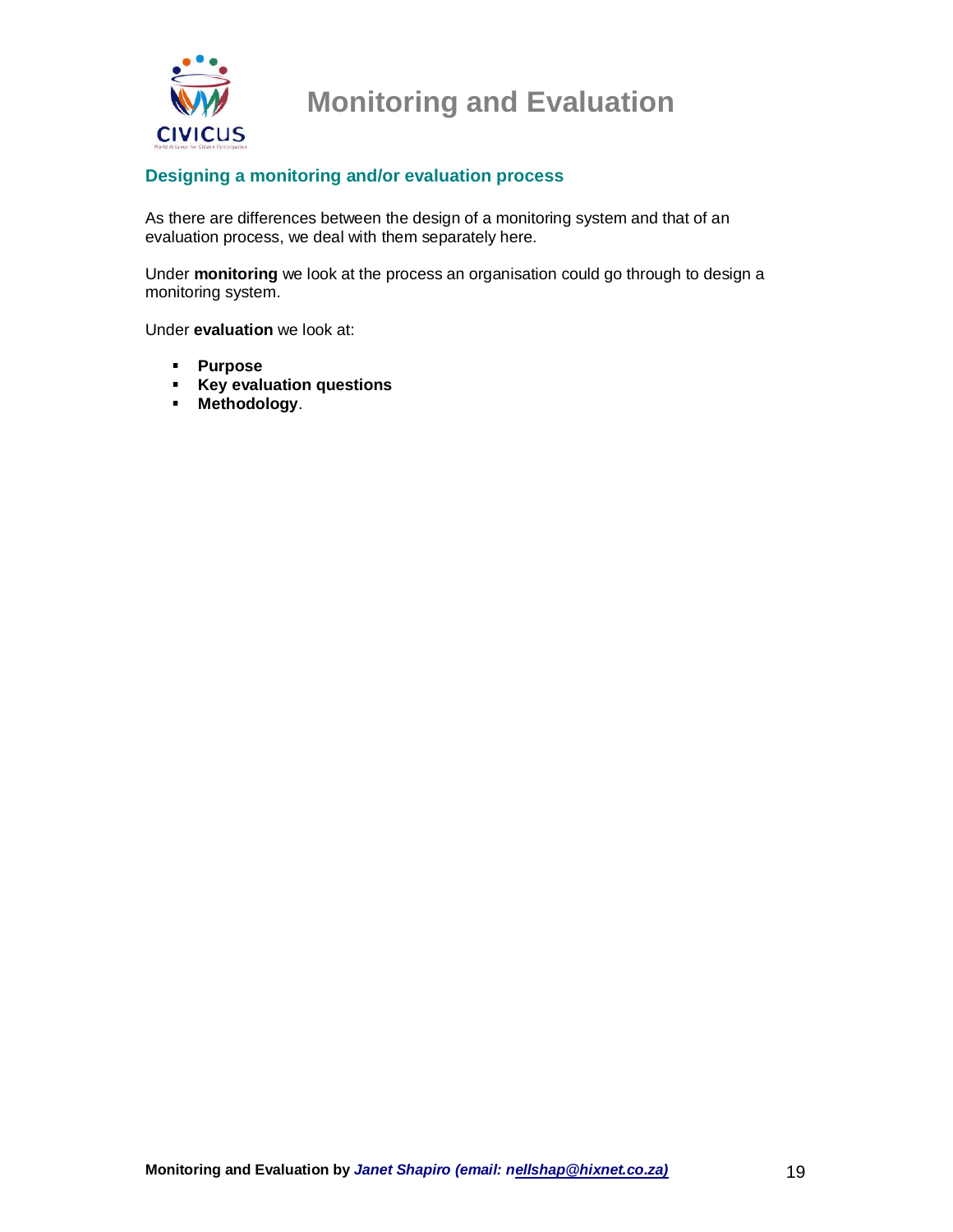## Designing a monitoring and/or evaluation process

As there are differences between the design of a monitoring system and that of an evaluation process, we deal with them separately here.

Under **monitoring** we look at the process an organisation could go through to design a monitoring system.

Under **evaluation** we look at:

- **Purpose**
- **Key evaluation questions**
- **Methodology**.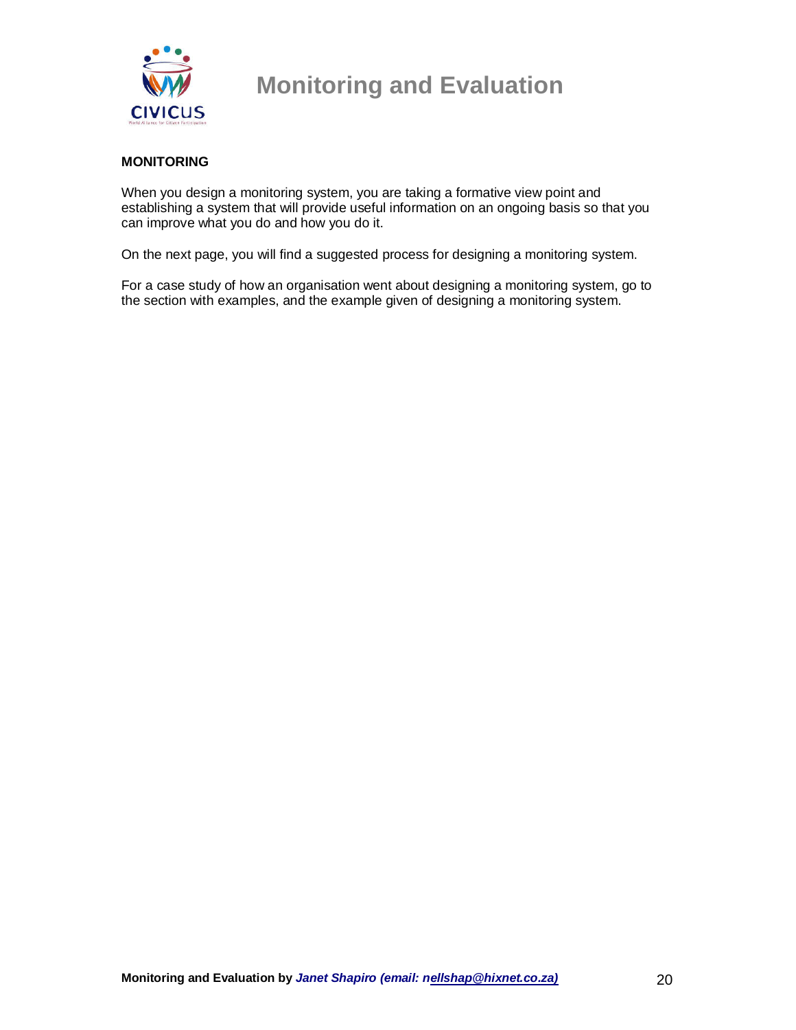## MONITORING

When you design a monitoring system, you are taking a formative view point and establishing a system that will provide useful information on an ongoing basis so that you can improve what you do and how you do it.

On the next page, you will find a suggested process for designing a monitoring system.

For a case study of how an organisation went about designing a monitoring system, go to the section with examples, and the example given of designing a monitoring system.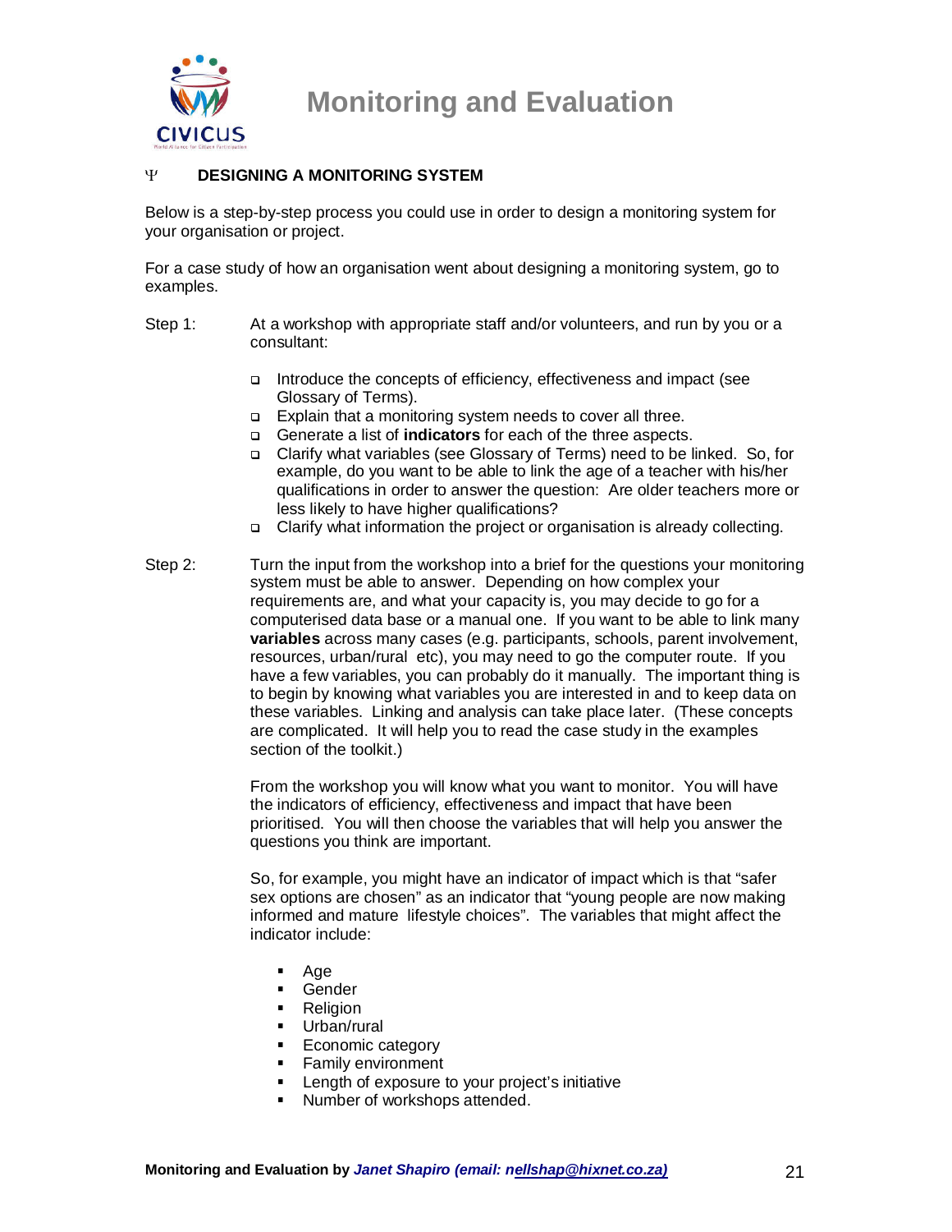## DESIGNING A MONITORING SYSTEM

Below is a step-by-step process you could use in order to design a monitoring system for your organisation or project.

For a case study of how an organisation went about designing a monitoring system, go to examples.

Step 1: At a workshop with appropriate staff and/or volunteers, and run by you or a consultant:

- Introduce the concepts of efficiency, effectiveness and impact (see Glossary of Terms).
- Explain that a monitoring system needs to cover all three.
- Generate a list of **indicators** for each of the three aspects.
- Clarify what variables (see Glossary of Terms) need to be linked. So, for example, do you want to be able to link the age of a teacher with his/her qualifications in order to answer the question: Are older teachers more or less likely to have higher qualifications?
- Clarify what information the project or organisation is already collecting.

Step 2: Turn the input from the workshop into a brief for the questions your monitoring system must be able to answer. Depending on how complex your requirements are, and what your capacity is, you may decide to go for a computerised data base or a manual one. If you want to be able to link many **variables** across many cases (e.g. participants, schools, parent involvement, resources, urban/rural etc), you may need to go the computer route. If you have a few variables, you can probably do it manually. The important thing is to begin by knowing what variables you are interested in and to keep data on these variables. Linking and analysis can take place later. (These concepts are complicated. It will help you to read the case study in the examples section of the toolkit.)

From the workshop you will know what you want to monitor. You will have the indicators of efficiency, effectiveness and impact that have been prioritised. You will then choose the variables that will help you answer the questions you think are important.

So, for example, you might have an indicator of impact which is that "safer sex options are chosen" as an indicator that "young people are now making informed and mature lifestyle choices". The variables that might affect the indicator include:

- Age
- Gender
- Religion
- Urban/rural
- Economic category
- Family environment
- Length of exposure to your project's initiative
- Number of workshops attended.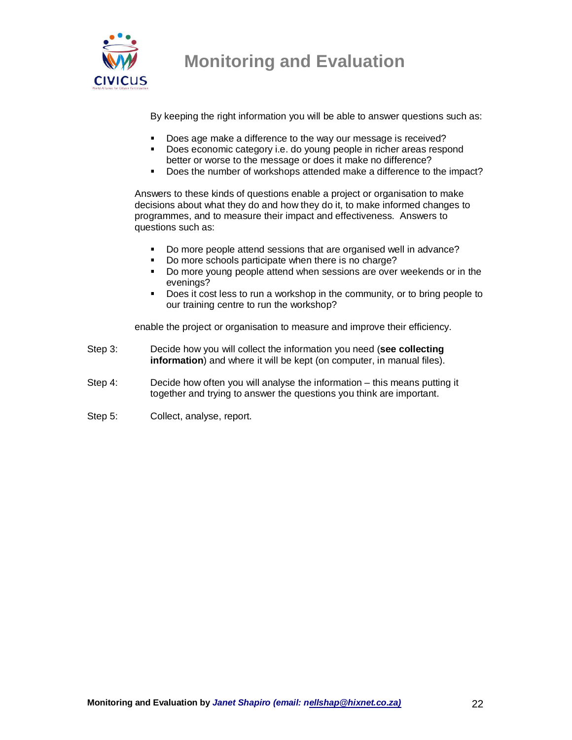By keeping the right information you will be able to answer questions such as:

- Does age make a difference to the way our message is received?
- Does economic category i.e. do young people in richer areas respond better or worse to the message or does it make no difference?
- Does the number of workshops attended make a difference to the impact?

Answers to these kinds of questions enable a project or organisation to make decisions about what they do and how they do it, to make informed changes to programmes, and to measure their impact and effectiveness. Answers to questions such as:

- Do more people attend sessions that are organised well in advance?
- Do more schools participate when there is no charge?
- Do more young people attend when sessions are over weekends or in the evenings?
- Does it cost less to run a workshop in the community, or to bring people to our training centre to run the workshop?

enable the project or organisation to measure and improve their efficiency.

Step 3: Decide how you will collect the information you need (**see collecting information**) and where it will be kept (on computer, in manual files).

Step 4: Decide how often you will analyse the information – this means putting it together and trying to answer the questions you think are important.

Step 5: Collect, analyse, report.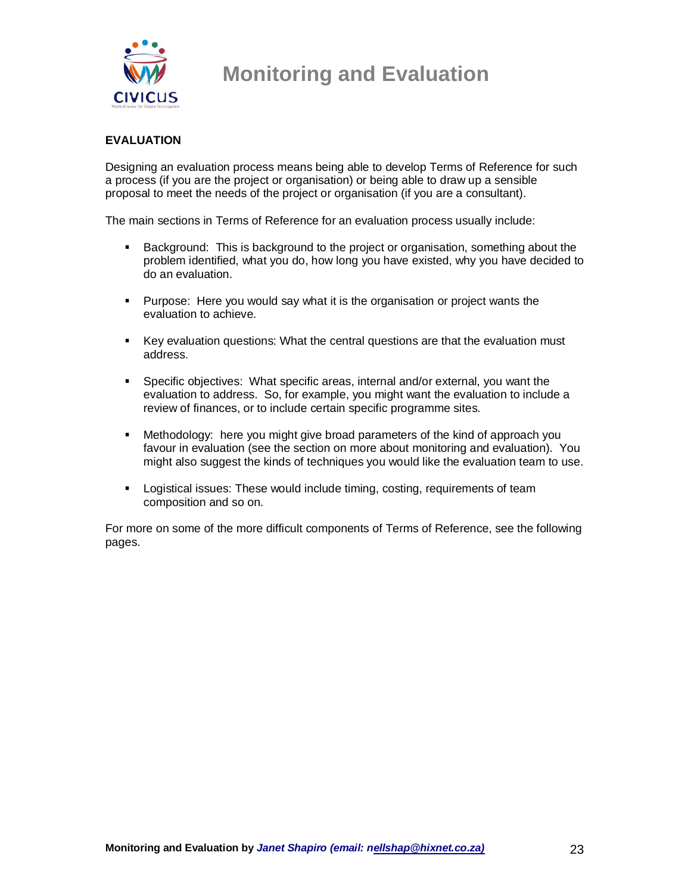**EVALUATION**

Designing an evaluation process means being able to develop Terms of Reference for such a process (if you are the project or organisation) or being able to draw up a sensible proposal to meet the needs of the project or organisation (if you are a consultant).

The main sections in Terms of Reference for an evaluation process usually include:

- Background: This is background to the project or organisation, something about the problem identified, what you do, how long you have existed, why you have decided to do an evaluation.
- Purpose: Here you would say what it is the organisation or project wants the evaluation to achieve.
- Key evaluation questions: What the central questions are that the evaluation must address.
- Specific objectives: What specific areas, internal and/or external, you want the evaluation to address. So, for example, you might want the evaluation to include a review of finances, or to include certain specific programme sites.
- Methodology: here you might give broad parameters of the kind of approach you favour in evaluation (see the section on more about monitoring and evaluation). You might also suggest the kinds of techniques you would like the evaluation team to use.
- Logistical issues: These would include timing, costing, requirements of team composition and so on.

For more on some of the more difficult components of Terms of Reference, see the following pages.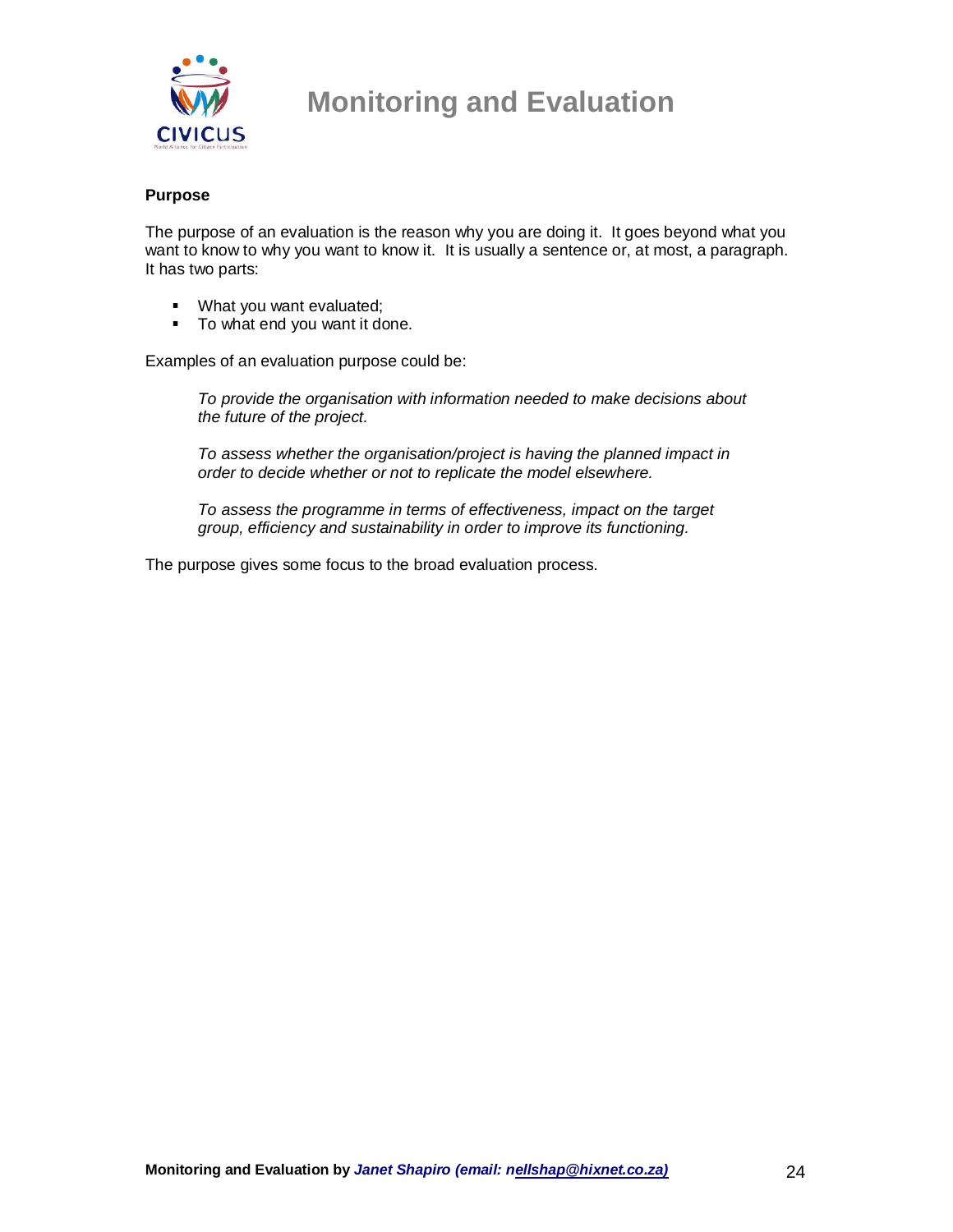**Purpose**

The purpose of an evaluation is the reason why you are doing it. It goes beyond what you want to know to why you want to know it. It is usually a sentence or, at most, a paragraph. It has two parts:

- What you want evaluated;
- To what end you want it done.

Examples of an evaluation purpose could be:

> *To provide the organisation with information needed to make decisions about the future of the project.*
>
> *To assess whether the organisation/project is having the planned impact in order to decide whether or not to replicate the model elsewhere.*
>
> *To assess the programme in terms of effectiveness, impact on the target group, efficiency and sustainability in order to improve its functioning.*

The purpose gives some focus to the broad evaluation process.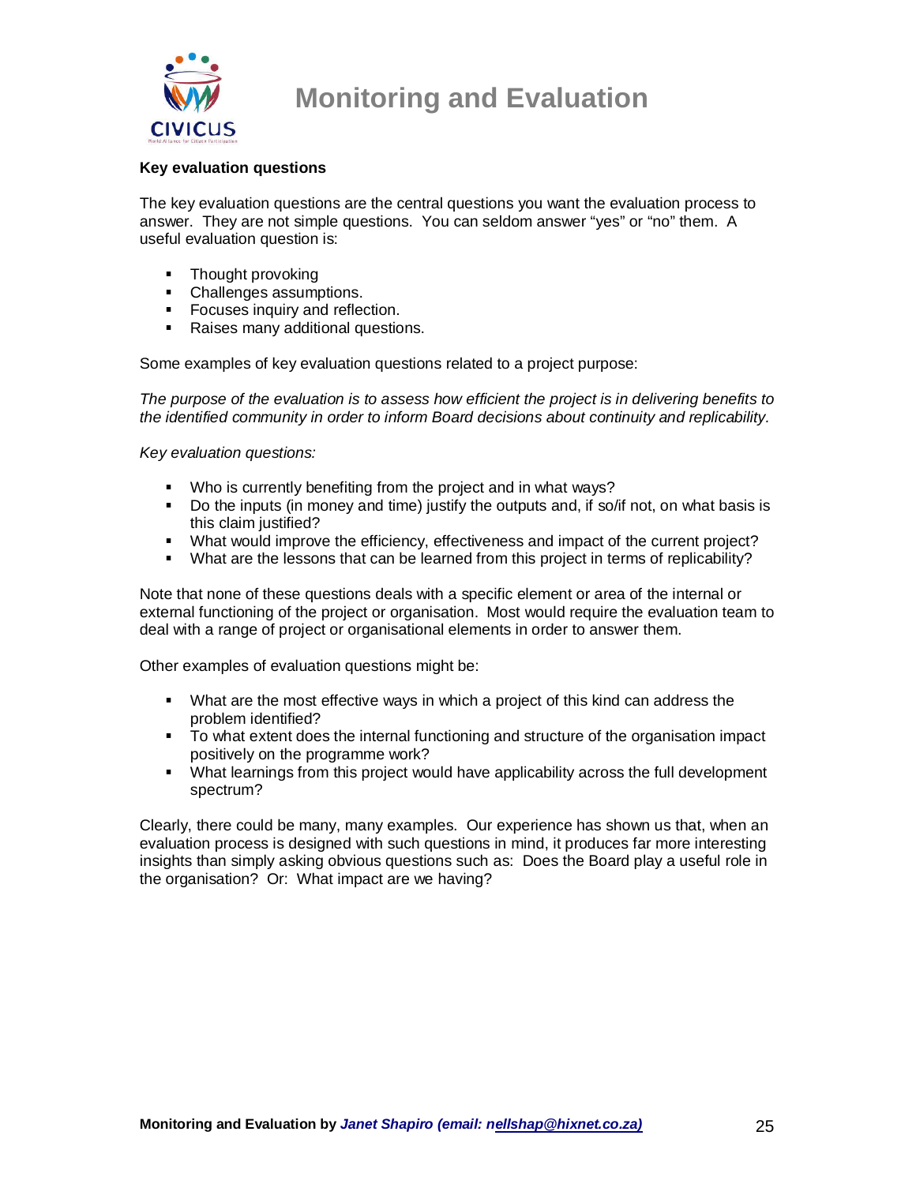### Key evaluation questions

The key evaluation questions are the central questions you want the evaluation process to answer. They are not simple questions. You can seldom answer "yes" or "no" them. A useful evaluation question is:

- Thought provoking
- Challenges assumptions.
- Focuses inquiry and reflection.
- Raises many additional questions.

Some examples of key evaluation questions related to a project purpose:

*The purpose of the evaluation is to assess how efficient the project is in delivering benefits to the identified community in order to inform Board decisions about continuity and replicability.*

*Key evaluation questions:*

- Who is currently benefiting from the project and in what ways?
- Do the inputs (in money and time) justify the outputs and, if so/if not, on what basis is this claim justified?
- What would improve the efficiency, effectiveness and impact of the current project?
- What are the lessons that can be learned from this project in terms of replicability?

Note that none of these questions deals with a specific element or area of the internal or external functioning of the project or organisation. Most would require the evaluation team to deal with a range of project or organisational elements in order to answer them.

Other examples of evaluation questions might be:

- What are the most effective ways in which a project of this kind can address the problem identified?
- To what extent does the internal functioning and structure of the organisation impact positively on the programme work?
- What learnings from this project would have applicability across the full development spectrum?

Clearly, there could be many, many examples. Our experience has shown us that, when an evaluation process is designed with such questions in mind, it produces far more interesting insights than simply asking obvious questions such as: Does the Board play a useful role in the organisation? Or: What impact are we having?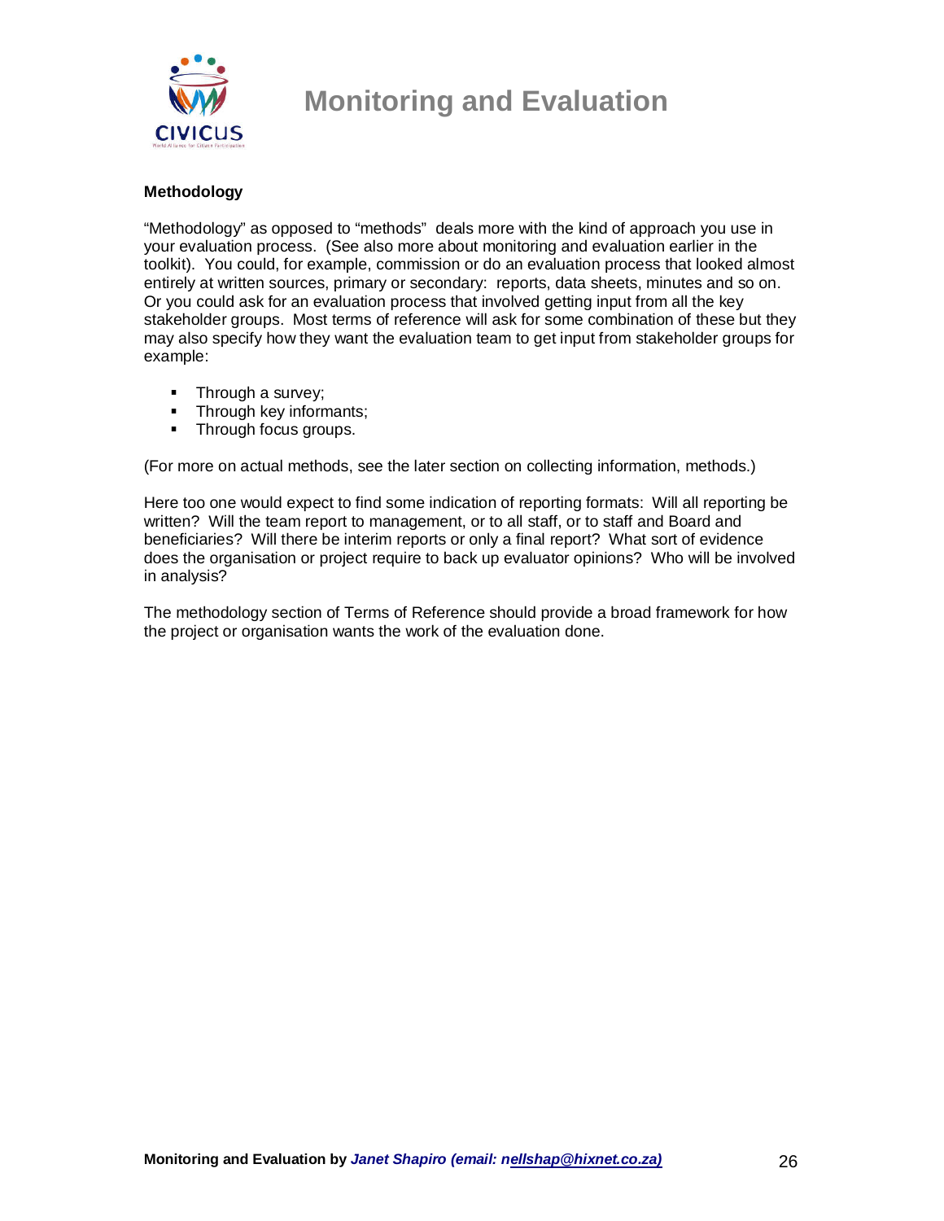**Methodology**

"Methodology" as opposed to "methods" deals more with the kind of approach you use in your evaluation process. (See also more about monitoring and evaluation earlier in the toolkit). You could, for example, commission or do an evaluation process that looked almost entirely at written sources, primary or secondary: reports, data sheets, minutes and so on. Or you could ask for an evaluation process that involved getting input from all the key stakeholder groups. Most terms of reference will ask for some combination of these but they may also specify how they want the evaluation team to get input from stakeholder groups for example:

- Through a survey;
- Through key informants;
- Through focus groups.

(For more on actual methods, see the later section on collecting information, methods.)

Here too one would expect to find some indication of reporting formats: Will all reporting be written? Will the team report to management, or to all staff, or to staff and Board and beneficiaries? Will there be interim reports or only a final report? What sort of evidence does the organisation or project require to back up evaluator opinions? Who will be involved in analysis?

The methodology section of Terms of Reference should provide a broad framework for how the project or organisation wants the work of the evaluation done.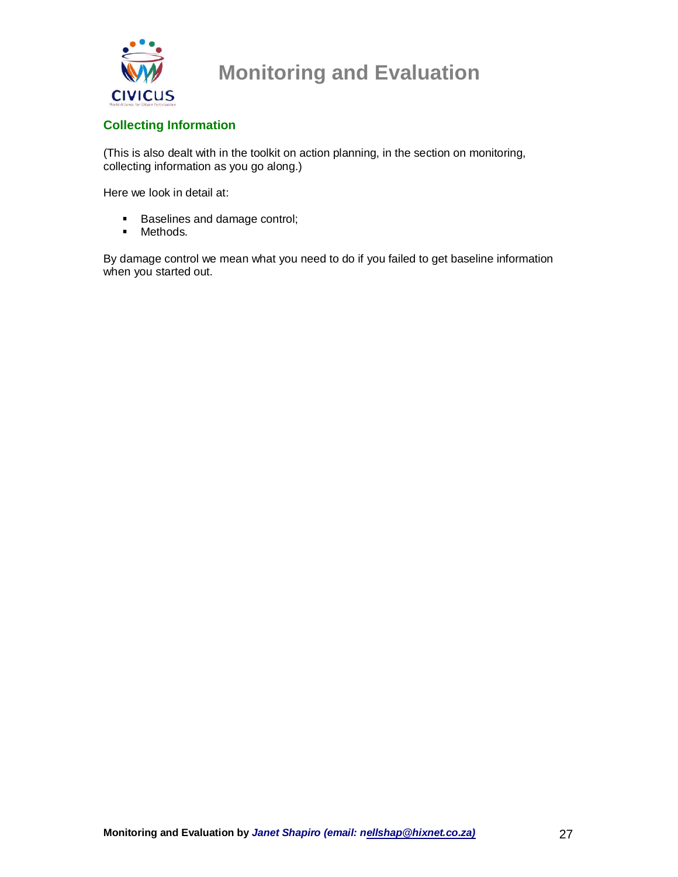## Collecting Information

(This is also dealt with in the toolkit on action planning, in the section on monitoring, collecting information as you go along.)

Here we look in detail at:

- Baselines and damage control;
- Methods.

By damage control we mean what you need to do if you failed to get baseline information when you started out.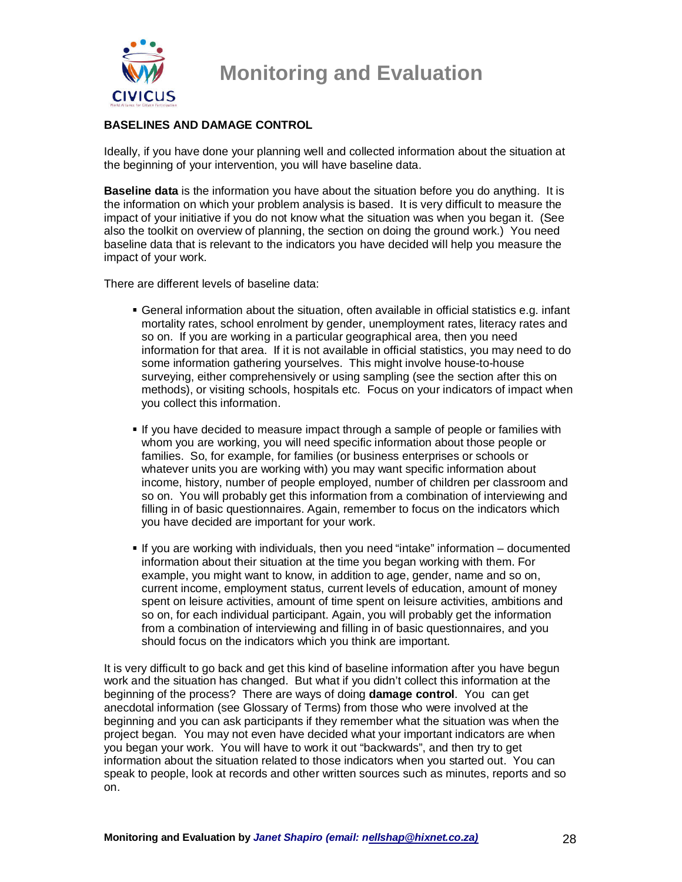## BASELINES AND DAMAGE CONTROL

Ideally, if you have done your planning well and collected information about the situation at the beginning of your intervention, you will have baseline data.

**Baseline data** is the information you have about the situation before you do anything. It is the information on which your problem analysis is based. It is very difficult to measure the impact of your initiative if you do not know what the situation was when you began it. (See also the toolkit on overview of planning, the section on doing the ground work.) You need baseline data that is relevant to the indicators you have decided will help you measure the impact of your work.

There are different levels of baseline data:

- General information about the situation, often available in official statistics e.g. infant mortality rates, school enrolment by gender, unemployment rates, literacy rates and so on. If you are working in a particular geographical area, then you need information for that area. If it is not available in official statistics, you may need to do some information gathering yourselves. This might involve house-to-house surveying, either comprehensively or using sampling (see the section after this on methods), or visiting schools, hospitals etc. Focus on your indicators of impact when you collect this information.

- If you have decided to measure impact through a sample of people or families with whom you are working, you will need specific information about those people or families. So, for example, for families (or business enterprises or schools or whatever units you are working with) you may want specific information about income, history, number of people employed, number of children per classroom and so on. You will probably get this information from a combination of interviewing and filling in of basic questionnaires. Again, remember to focus on the indicators which you have decided are important for your work.

- If you are working with individuals, then you need "intake" information – documented information about their situation at the time you began working with them. For example, you might want to know, in addition to age, gender, name and so on, current income, employment status, current levels of education, amount of money spent on leisure activities, amount of time spent on leisure activities, ambitions and so on, for each individual participant. Again, you will probably get the information from a combination of interviewing and filling in of basic questionnaires, and you should focus on the indicators which you think are important.

It is very difficult to go back and get this kind of baseline information after you have begun work and the situation has changed. But what if you didn't collect this information at the beginning of the process? There are ways of doing **damage control**. You can get anecdotal information (see Glossary of Terms) from those who were involved at the beginning and you can ask participants if they remember what the situation was when the project began. You may not even have decided what your important indicators are when you began your work. You will have to work it out "backwards", and then try to get information about the situation related to those indicators when you started out. You can speak to people, look at records and other written sources such as minutes, reports and so on.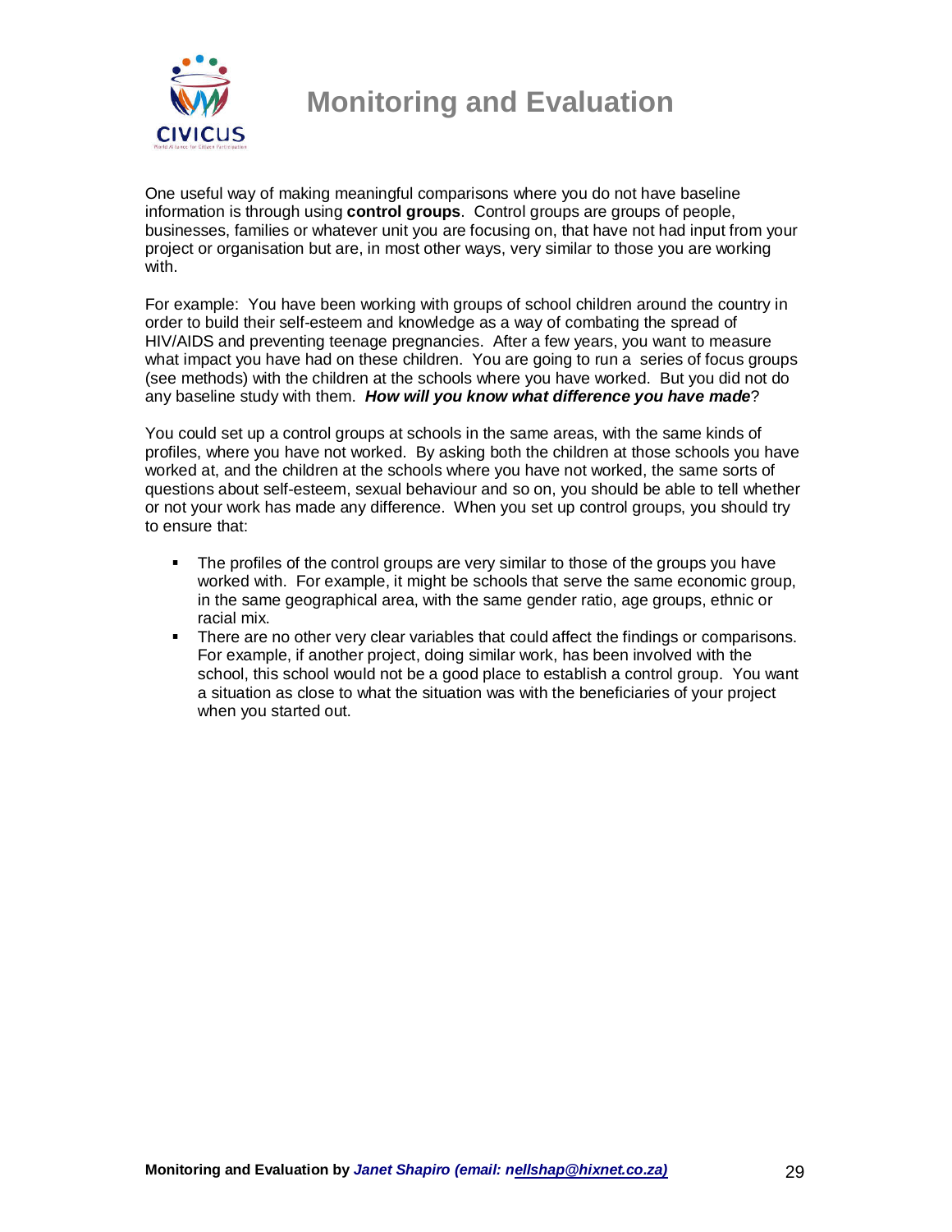One useful way of making meaningful comparisons where you do not have baseline information is through using **control groups**. Control groups are groups of people, businesses, families or whatever unit you are focusing on, that have not had input from your project or organisation but are, in most other ways, very similar to those you are working with.

For example: You have been working with groups of school children around the country in order to build their self-esteem and knowledge as a way of combating the spread of HIV/AIDS and preventing teenage pregnancies. After a few years, you want to measure what impact you have had on these children. You are going to run a series of focus groups (see methods) with the children at the schools where you have worked. But you did not do any baseline study with them. ***How will you know what difference you have made***?

You could set up a control groups at schools in the same areas, with the same kinds of profiles, where you have not worked. By asking both the children at those schools you have worked at, and the children at the schools where you have not worked, the same sorts of questions about self-esteem, sexual behaviour and so on, you should be able to tell whether or not your work has made any difference. When you set up control groups, you should try to ensure that:

- The profiles of the control groups are very similar to those of the groups you have worked with. For example, it might be schools that serve the same economic group, in the same geographical area, with the same gender ratio, age groups, ethnic or racial mix.
- There are no other very clear variables that could affect the findings or comparisons. For example, if another project, doing similar work, has been involved with the school, this school would not be a good place to establish a control group. You want a situation as close to what the situation was with the beneficiaries of your project when you started out.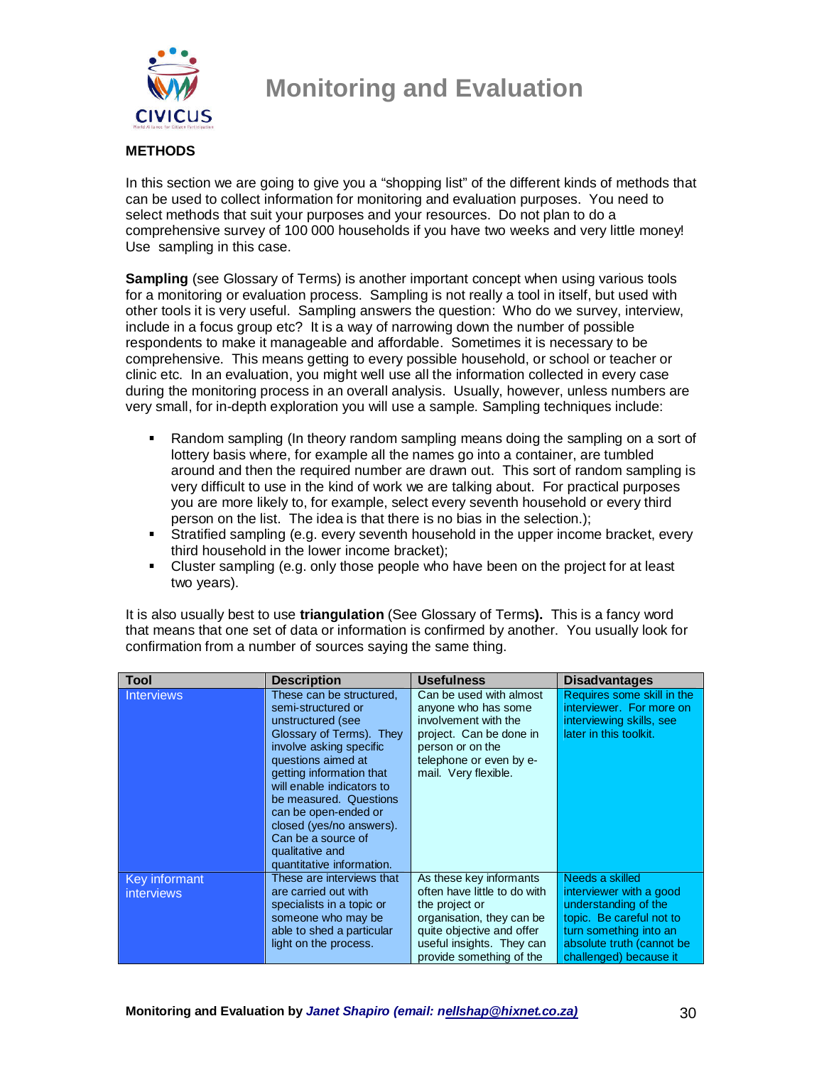## METHODS

In this section we are going to give you a “shopping list” of the different kinds of methods that can be used to collect information for monitoring and evaluation purposes. You need to select methods that suit your purposes and your resources. Do not plan to do a comprehensive survey of 100 000 households if you have two weeks and very little money! Use sampling in this case.

**Sampling** (see Glossary of Terms) is another important concept when using various tools for a monitoring or evaluation process. Sampling is not really a tool in itself, but used with other tools it is very useful. Sampling answers the question: Who do we survey, interview, include in a focus group etc? It is a way of narrowing down the number of possible respondents to make it manageable and affordable. Sometimes it is necessary to be comprehensive. This means getting to every possible household, or school or teacher or clinic etc. In an evaluation, you might well use all the information collected in every case during the monitoring process in an overall analysis. Usually, however, unless numbers are very small, for in-depth exploration you will use a sample. Sampling techniques include:

- Random sampling (In theory random sampling means doing the sampling on a sort of lottery basis where, for example all the names go into a container, are tumbled around and then the required number are drawn out. This sort of random sampling is very difficult to use in the kind of work we are talking about. For practical purposes you are more likely to, for example, select every seventh household or every third person on the list. The idea is that there is no bias in the selection.);
- Stratified sampling (e.g. every seventh household in the upper income bracket, every third household in the lower income bracket);
- Cluster sampling (e.g. only those people who have been on the project for at least two years).

It is also usually best to use **triangulation** (See Glossary of Terms**).** This is a fancy word that means that one set of data or information is confirmed by another. You usually look for confirmation from a number of sources saying the same thing.

| Tool | Description | Usefulness | Disadvantages |
|---|---|---|---|
| Interviews | These can be structured, semi-structured or unstructured (see Glossary of Terms). They involve asking specific questions aimed at getting information that will enable indicators to be measured. Questions can be open-ended or closed (yes/no answers). Can be a source of qualitative and quantitative information. | Can be used with almost anyone who has some involvement with the project. Can be done in person or on the telephone or even by e-mail. Very flexible. | Requires some skill in the interviewer. For more on interviewing skills, see later in this toolkit. |
| Key informant interviews | These are interviews that are carried out with specialists in a topic or someone who may be able to shed a particular light on the process. | As these key informants often have little to do with the project or organisation, they can be quite objective and offer useful insights. They can provide something of the | Needs a skilled interviewer with a good understanding of the topic. Be careful not to turn something into an absolute truth (cannot be challenged) because it |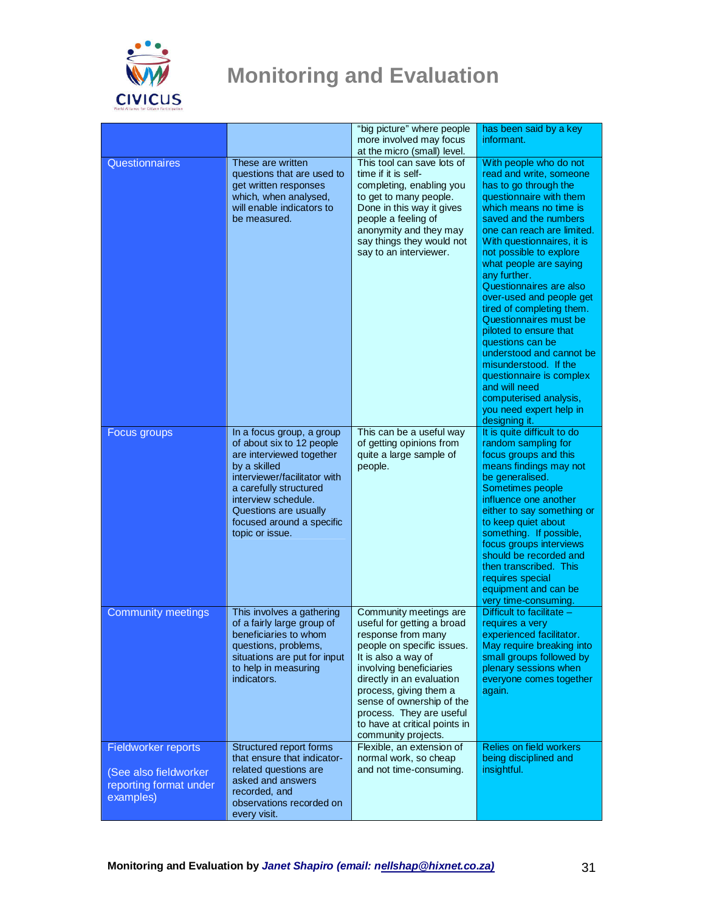| | | "big picture" where people more involved may focus at the micro (small) level. | has been said by a key informant. |
|---|---|---|---|
| Questionnaires | These are written questions that are used to get written responses which, when analysed, will enable indicators to be measured. | This tool can save lots of time if it is self-completing, enabling you to get to many people. Done in this way it gives people a feeling of anonymity and they may say things they would not say to an interviewer. | With people who do not read and write, someone has to go through the questionnaire with them which means no time is saved and the numbers one can reach are limited. With questionnaires, it is not possible to explore what people are saying any further. Questionnaires are also over-used and people get tired of completing them. Questionnaires must be piloted to ensure that questions can be understood and cannot be misunderstood. If the questionnaire is complex and will need computerised analysis, you need expert help in designing it. |
| Focus groups | In a focus group, a group of about six to 12 people are interviewed together by a skilled interviewer/facilitator with a carefully structured interview schedule. Questions are usually focused around a specific topic or issue. | This can be a useful way of getting opinions from quite a large sample of people. | It is quite difficult to do random sampling for focus groups and this means findings may not be generalised. Sometimes people influence one another either to say something or to keep quiet about something. If possible, focus groups interviews should be recorded and then transcribed. This requires special equipment and can be very time-consuming. |
| Community meetings | This involves a gathering of a fairly large group of beneficiaries to whom questions, problems, situations are put for input to help in measuring indicators. | Community meetings are useful for getting a broad response from many people on specific issues. It is also a way of involving beneficiaries directly in an evaluation process, giving them a sense of ownership of the process. They are useful to have at critical points in community projects. | Difficult to facilitate – requires a very experienced facilitator. May require breaking into small groups followed by plenary sessions when everyone comes together again. |
| Fieldworker reports<br><br>(See also fieldworker reporting format under examples) | Structured report forms that ensure that indicator-related questions are asked and answers recorded, and observations recorded on every visit. | Flexible, an extension of normal work, so cheap and not time-consuming. | Relies on field workers being disciplined and insightful. |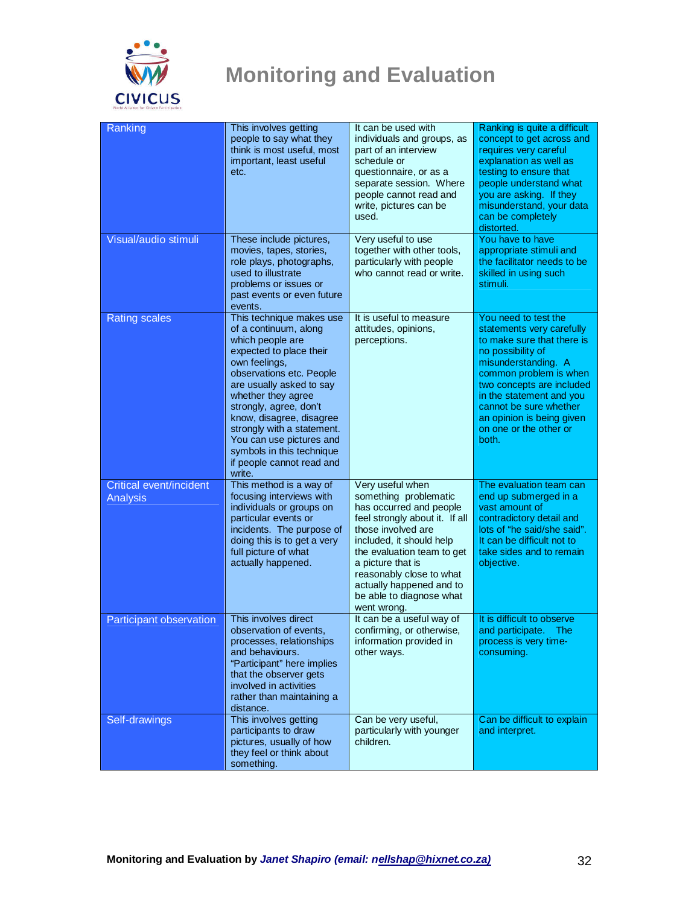| Ranking | This involves getting people to say what they think is most useful, most important, least useful etc. | It can be used with individuals and groups, as part of an interview schedule or questionnaire, or as a separate session. Where people cannot read and write, pictures can be used. | Ranking is quite a difficult concept to get across and requires very careful explanation as well as testing to ensure that people understand what you are asking. If they misunderstand, your data can be completely distorted. |
|---|---|---|---|
| Visual/audio stimuli | These include pictures, movies, tapes, stories, role plays, photographs, used to illustrate problems or issues or past events or even future events. | Very useful to use together with other tools, particularly with people who cannot read or write. | You have to have appropriate stimuli and the facilitator needs to be skilled in using such stimuli. |
| Rating scales | This technique makes use of a continuum, along which people are expected to place their own feelings, observations etc. People are usually asked to say whether they agree strongly, agree, don't know, disagree, disagree strongly with a statement. You can use pictures and symbols in this technique if people cannot read and write. | It is useful to measure attitudes, opinions, perceptions. | You need to test the statements very carefully to make sure that there is no possibility of misunderstanding. A common problem is when two concepts are included in the statement and you cannot be sure whether an opinion is being given on one or the other or both. |
| Critical event/incident Analysis | This method is a way of focusing interviews with individuals or groups on particular events or incidents. The purpose of doing this is to get a very full picture of what actually happened. | Very useful when something problematic has occurred and people feel strongly about it. If all those involved are included, it should help the evaluation team to get a picture that is reasonably close to what actually happened and to be able to diagnose what went wrong. | The evaluation team can end up submerged in a vast amount of contradictory detail and lots of "he said/she said". It can be difficult not to take sides and to remain objective. |
| Participant observation | This involves direct observation of events, processes, relationships and behaviours. "Participant" here implies that the observer gets involved in activities rather than maintaining a distance. | It can be a useful way of confirming, or otherwise, information provided in other ways. | It is difficult to observe and participate. The process is very time-consuming. |
| Self-drawings | This involves getting participants to draw pictures, usually of how they feel or think about something. | Can be very useful, particularly with younger children. | Can be difficult to explain and interpret. |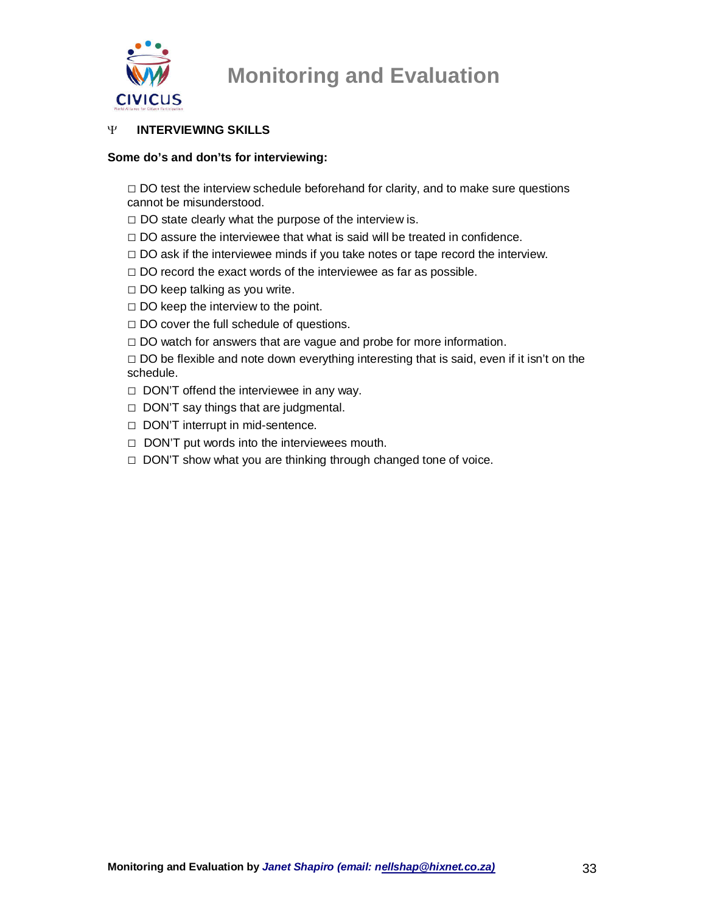## Ψ INTERVIEWING SKILLS

**Some do's and don'ts for interviewing:**

- □ DO test the interview schedule beforehand for clarity, and to make sure questions cannot be misunderstood.
- □ DO state clearly what the purpose of the interview is.
- □ DO assure the interviewee that what is said will be treated in confidence.
- □ DO ask if the interviewee minds if you take notes or tape record the interview.
- □ DO record the exact words of the interviewee as far as possible.
- □ DO keep talking as you write.
- □ DO keep the interview to the point.
- □ DO cover the full schedule of questions.
- □ DO watch for answers that are vague and probe for more information.
- □ DO be flexible and note down everything interesting that is said, even if it isn't on the schedule.
- □ DON'T offend the interviewee in any way.
- □ DON'T say things that are judgmental.
- □ DON'T interrupt in mid-sentence.
- □ DON'T put words into the interviewees mouth.
- □ DON'T show what you are thinking through changed tone of voice.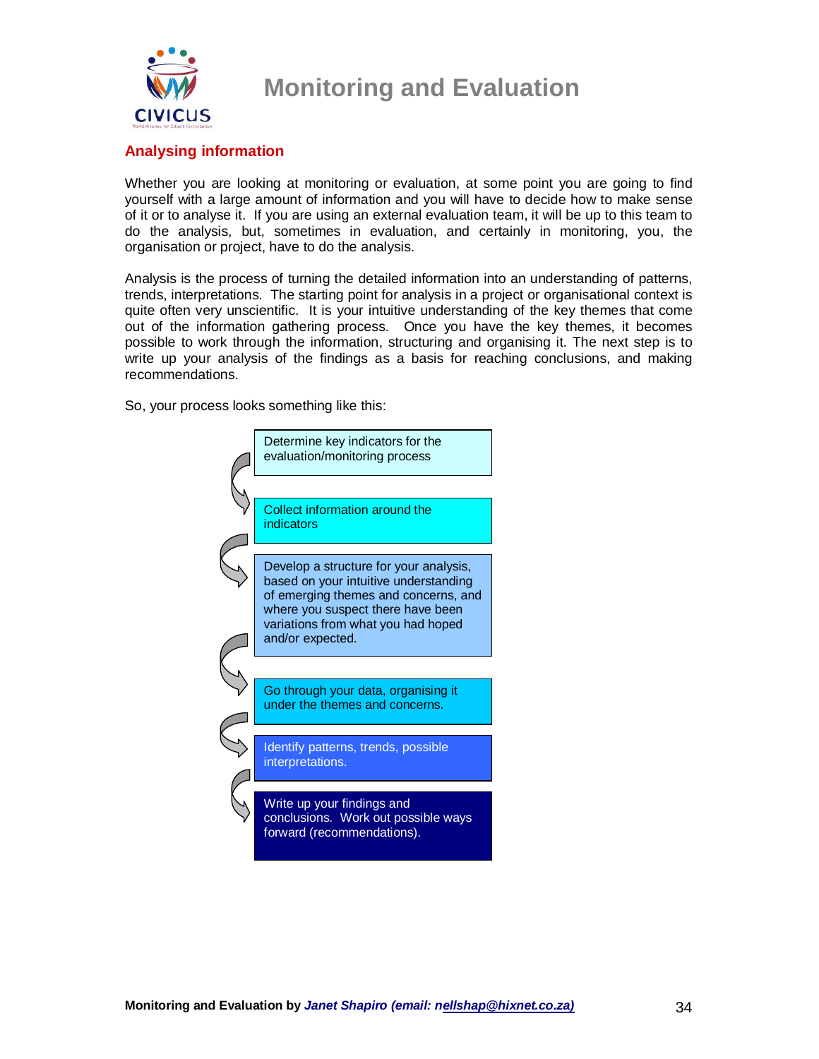## Analysing information

Whether you are looking at monitoring or evaluation, at some point you are going to find yourself with a large amount of information and you will have to decide how to make sense of it or to analyse it. If you are using an external evaluation team, it will be up to this team to do the analysis, but, sometimes in evaluation, and certainly in monitoring, you, the organisation or project, have to do the analysis.

Analysis is the process of turning the detailed information into an understanding of patterns, trends, interpretations. The starting point for analysis in a project or organisational context is quite often very unscientific. It is your intuitive understanding of the key themes that come out of the information gathering process. Once you have the key themes, it becomes possible to work through the information, structuring and organising it. The next step is to write up your analysis of the findings as a basis for reaching conclusions, and making recommendations.

So, your process looks something like this:

1. Determine key indicators for the evaluation/monitoring process
2. Collect information around the indicators
3. Develop a structure for your analysis, based on your intuitive understanding of emerging themes and concerns, and where you suspect there have been variations from what you had hoped and/or expected.
4. Go through your data, organising it under the themes and concerns.
5. Identify patterns, trends, possible interpretations.
6. Write up your findings and conclusions. Work out possible ways forward (recommendations).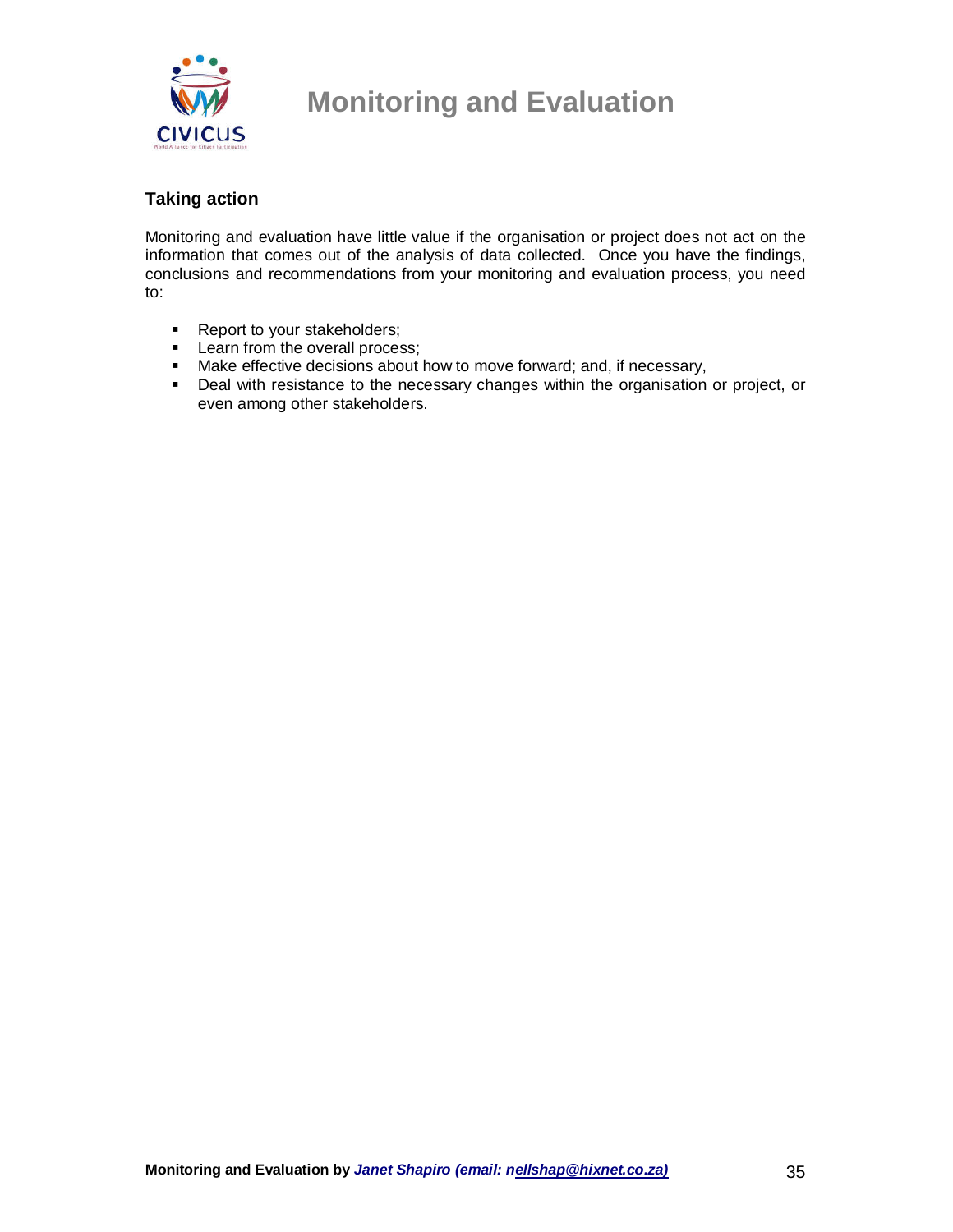### Taking action

Monitoring and evaluation have little value if the organisation or project does not act on the information that comes out of the analysis of data collected. Once you have the findings, conclusions and recommendations from your monitoring and evaluation process, you need to:

- Report to your stakeholders;
- Learn from the overall process;
- Make effective decisions about how to move forward; and, if necessary,
- Deal with resistance to the necessary changes within the organisation or project, or even among other stakeholders.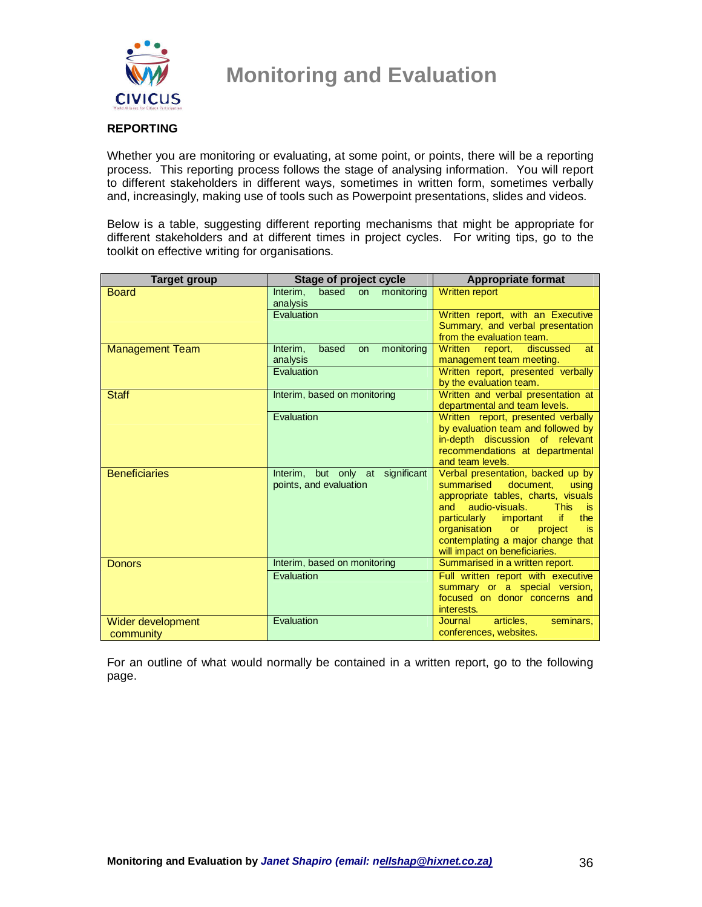## REPORTING

Whether you are monitoring or evaluating, at some point, or points, there will be a reporting process. This reporting process follows the stage of analysing information. You will report to different stakeholders in different ways, sometimes in written form, sometimes verbally and, increasingly, making use of tools such as Powerpoint presentations, slides and videos.

Below is a table, suggesting different reporting mechanisms that might be appropriate for different stakeholders and at different times in project cycles. For writing tips, go to the toolkit on effective writing for organisations.

| Target group | Stage of project cycle | Appropriate format |
|---|---|---|
| Board | Interim, based on monitoring analysis | Written report |
| | Evaluation | Written report, with an Executive Summary, and verbal presentation from the evaluation team. |
| Management Team | Interim, based on monitoring analysis | Written report, discussed at management team meeting. |
| | Evaluation | Written report, presented verbally by the evaluation team. |
| Staff | Interim, based on monitoring | Written and verbal presentation at departmental and team levels. |
| | Evaluation | Written report, presented verbally by evaluation team and followed by in-depth discussion of relevant recommendations at departmental and team levels. |
| Beneficiaries | Interim, but only at significant points, and evaluation | Verbal presentation, backed up by summarised document, using appropriate tables, charts, visuals and audio-visuals. This is particularly important if the organisation or project is contemplating a major change that will impact on beneficiaries. |
| Donors | Interim, based on monitoring | Summarised in a written report. |
| | Evaluation | Full written report with executive summary or a special version, focused on donor concerns and interests. |
| Wider development community | Evaluation | Journal articles, seminars, conferences, websites. |

For an outline of what would normally be contained in a written report, go to the following page.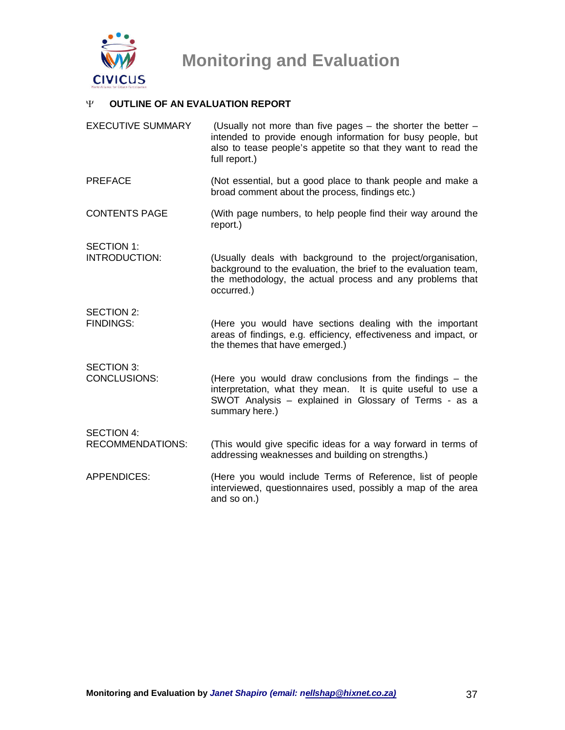## Ψ OUTLINE OF AN EVALUATION REPORT

| | |
|---|---|
| EXECUTIVE SUMMARY | (Usually not more than five pages – the shorter the better – intended to provide enough information for busy people, but also to tease people's appetite so that they want to read the full report.) |
| PREFACE | (Not essential, but a good place to thank people and make a broad comment about the process, findings etc.) |
| CONTENTS PAGE | (With page numbers, to help people find their way around the report.) |
| SECTION 1: INTRODUCTION: | (Usually deals with background to the project/organisation, background to the evaluation, the brief to the evaluation team, the methodology, the actual process and any problems that occurred.) |
| SECTION 2: FINDINGS: | (Here you would have sections dealing with the important areas of findings, e.g. efficiency, effectiveness and impact, or the themes that have emerged.) |
| SECTION 3: CONCLUSIONS: | (Here you would draw conclusions from the findings – the interpretation, what they mean. It is quite useful to use a SWOT Analysis – explained in Glossary of Terms - as a summary here.) |
| SECTION 4: RECOMMENDATIONS: | (This would give specific ideas for a way forward in terms of addressing weaknesses and building on strengths.) |
| APPENDICES: | (Here you would include Terms of Reference, list of people interviewed, questionnaires used, possibly a map of the area and so on.) |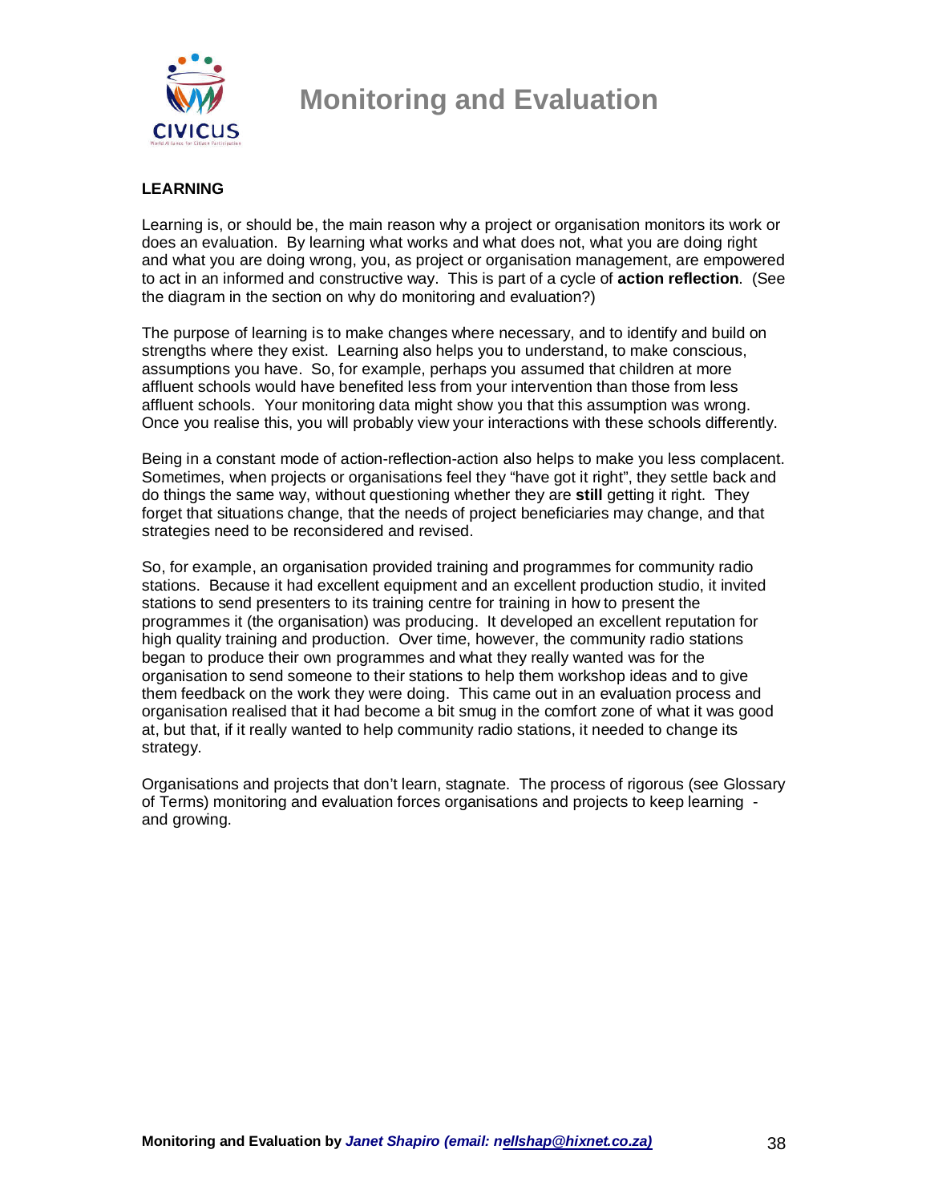## LEARNING

Learning is, or should be, the main reason why a project or organisation monitors its work or does an evaluation. By learning what works and what does not, what you are doing right and what you are doing wrong, you, as project or organisation management, are empowered to act in an informed and constructive way. This is part of a cycle of **action reflection**. (See the diagram in the section on why do monitoring and evaluation?)

The purpose of learning is to make changes where necessary, and to identify and build on strengths where they exist. Learning also helps you to understand, to make conscious, assumptions you have. So, for example, perhaps you assumed that children at more affluent schools would have benefited less from your intervention than those from less affluent schools. Your monitoring data might show you that this assumption was wrong. Once you realise this, you will probably view your interactions with these schools differently.

Being in a constant mode of action-reflection-action also helps to make you less complacent. Sometimes, when projects or organisations feel they "have got it right", they settle back and do things the same way, without questioning whether they are **still** getting it right. They forget that situations change, that the needs of project beneficiaries may change, and that strategies need to be reconsidered and revised.

So, for example, an organisation provided training and programmes for community radio stations. Because it had excellent equipment and an excellent production studio, it invited stations to send presenters to its training centre for training in how to present the programmes it (the organisation) was producing. It developed an excellent reputation for high quality training and production. Over time, however, the community radio stations began to produce their own programmes and what they really wanted was for the organisation to send someone to their stations to help them workshop ideas and to give them feedback on the work they were doing. This came out in an evaluation process and organisation realised that it had become a bit smug in the comfort zone of what it was good at, but that, if it really wanted to help community radio stations, it needed to change its strategy.

Organisations and projects that don't learn, stagnate. The process of rigorous (see Glossary of Terms) monitoring and evaluation forces organisations and projects to keep learning - and growing.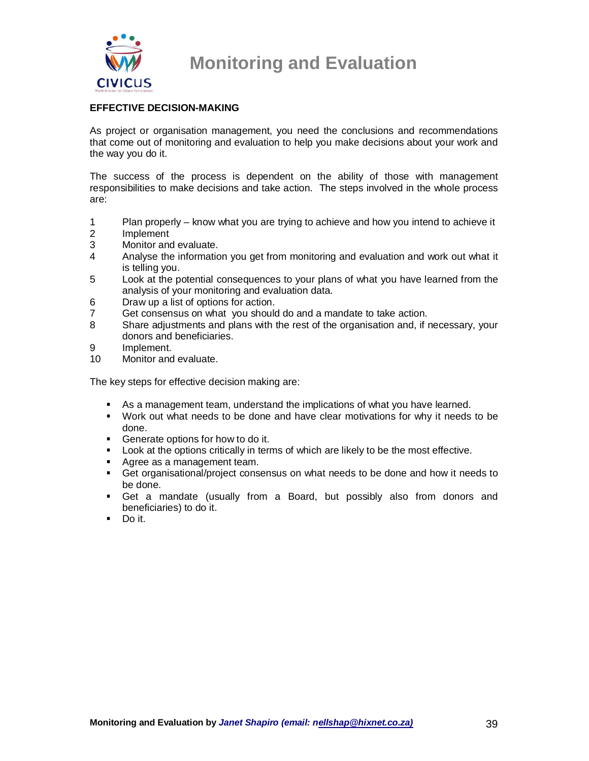## EFFECTIVE DECISION-MAKING

As project or organisation management, you need the conclusions and recommendations that come out of monitoring and evaluation to help you make decisions about your work and the way you do it.

The success of the process is dependent on the ability of those with management responsibilities to make decisions and take action. The steps involved in the whole process are:

1. Plan properly – know what you are trying to achieve and how you intend to achieve it
2. Implement
3. Monitor and evaluate.
4. Analyse the information you get from monitoring and evaluation and work out what it is telling you.
5. Look at the potential consequences to your plans of what you have learned from the analysis of your monitoring and evaluation data.
6. Draw up a list of options for action.
7. Get consensus on what you should do and a mandate to take action.
8. Share adjustments and plans with the rest of the organisation and, if necessary, your donors and beneficiaries.
9. Implement.
10. Monitor and evaluate.

The key steps for effective decision making are:

- As a management team, understand the implications of what you have learned.
- Work out what needs to be done and have clear motivations for why it needs to be done.
- Generate options for how to do it.
- Look at the options critically in terms of which are likely to be the most effective.
- Agree as a management team.
- Get organisational/project consensus on what needs to be done and how it needs to be done.
- Get a mandate (usually from a Board, but possibly also from donors and beneficiaries) to do it.
- Do it.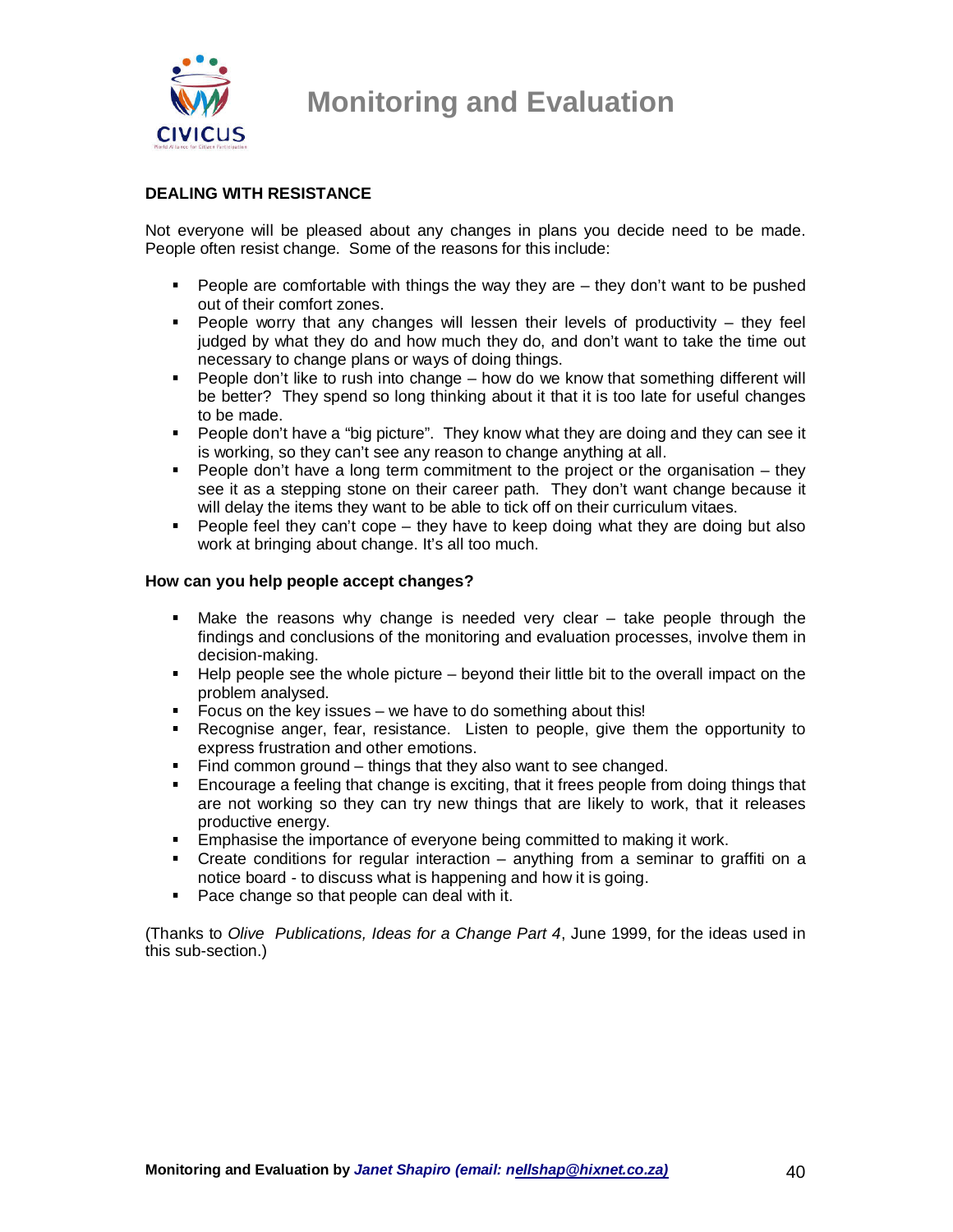## DEALING WITH RESISTANCE

Not everyone will be pleased about any changes in plans you decide need to be made. People often resist change. Some of the reasons for this include:

- People are comfortable with things the way they are – they don't want to be pushed out of their comfort zones.
- People worry that any changes will lessen their levels of productivity – they feel judged by what they do and how much they do, and don't want to take the time out necessary to change plans or ways of doing things.
- People don't like to rush into change – how do we know that something different will be better? They spend so long thinking about it that it is too late for useful changes to be made.
- People don't have a "big picture". They know what they are doing and they can see it is working, so they can't see any reason to change anything at all.
- People don't have a long term commitment to the project or the organisation – they see it as a stepping stone on their career path. They don't want change because it will delay the items they want to be able to tick off on their curriculum vitaes.
- People feel they can't cope – they have to keep doing what they are doing but also work at bringing about change. It's all too much.

**How can you help people accept changes?**

- Make the reasons why change is needed very clear – take people through the findings and conclusions of the monitoring and evaluation processes, involve them in decision-making.
- Help people see the whole picture – beyond their little bit to the overall impact on the problem analysed.
- Focus on the key issues – we have to do something about this!
- Recognise anger, fear, resistance. Listen to people, give them the opportunity to express frustration and other emotions.
- Find common ground – things that they also want to see changed.
- Encourage a feeling that change is exciting, that it frees people from doing things that are not working so they can try new things that are likely to work, that it releases productive energy.
- Emphasise the importance of everyone being committed to making it work.
- Create conditions for regular interaction – anything from a seminar to graffiti on a notice board - to discuss what is happening and how it is going.
- Pace change so that people can deal with it.

(Thanks to *Olive Publications, Ideas for a Change Part 4*, June 1999, for the ideas used in this sub-section.)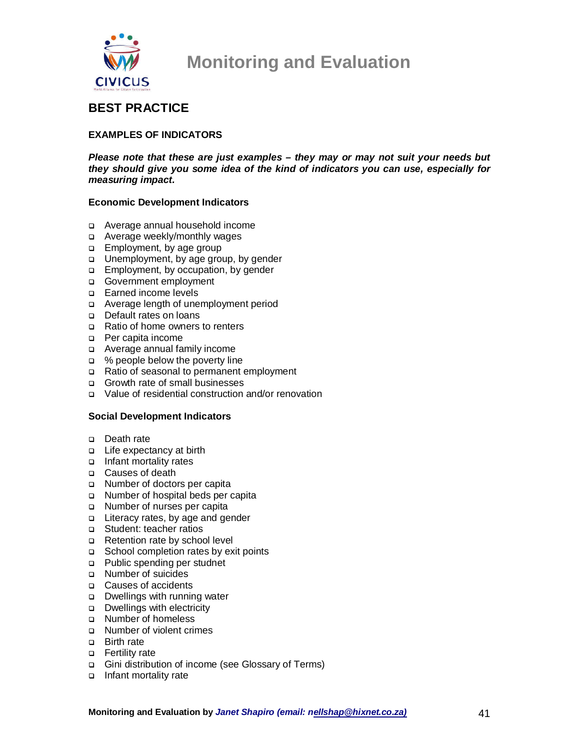## BEST PRACTICE

### EXAMPLES OF INDICATORS

***Please note that these are just examples – they may or may not suit your needs but they should give you some idea of the kind of indicators you can use, especially for measuring impact.***

**Economic Development Indicators**

- Average annual household income
- Average weekly/monthly wages
- Employment, by age group
- Unemployment, by age group, by gender
- Employment, by occupation, by gender
- Government employment
- Earned income levels
- Average length of unemployment period
- Default rates on loans
- Ratio of home owners to renters
- Per capita income
- Average annual family income
- % people below the poverty line
- Ratio of seasonal to permanent employment
- Growth rate of small businesses
- Value of residential construction and/or renovation

**Social Development Indicators**

- Death rate
- Life expectancy at birth
- Infant mortality rates
- Causes of death
- Number of doctors per capita
- Number of hospital beds per capita
- Number of nurses per capita
- Literacy rates, by age and gender
- Student: teacher ratios
- Retention rate by school level
- School completion rates by exit points
- Public spending per studnet
- Number of suicides
- Causes of accidents
- Dwellings with running water
- Dwellings with electricity
- Number of homeless
- Number of violent crimes
- Birth rate
- Fertility rate
- Gini distribution of income (see Glossary of Terms)
- Infant mortality rate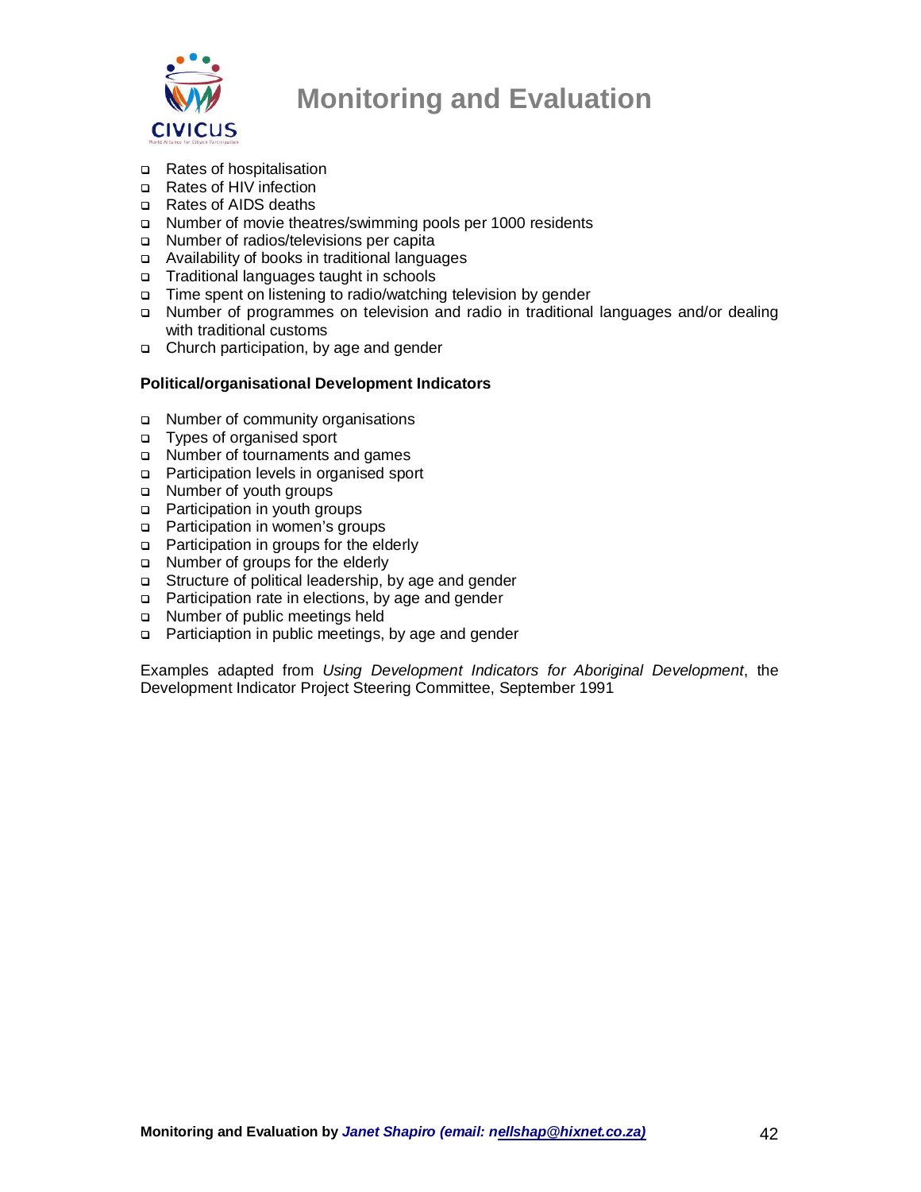- Rates of hospitalisation
- Rates of HIV infection
- Rates of AIDS deaths
- Number of movie theatres/swimming pools per 1000 residents
- Number of radios/televisions per capita
- Availability of books in traditional languages
- Traditional languages taught in schools
- Time spent on listening to radio/watching television by gender
- Number of programmes on television and radio in traditional languages and/or dealing with traditional customs
- Church participation, by age and gender

**Political/organisational Development Indicators**

- Number of community organisations
- Types of organised sport
- Number of tournaments and games
- Participation levels in organised sport
- Number of youth groups
- Participation in youth groups
- Participation in women's groups
- Participation in groups for the elderly
- Number of groups for the elderly
- Structure of political leadership, by age and gender
- Participation rate in elections, by age and gender
- Number of public meetings held
- Particiaption in public meetings, by age and gender

Examples adapted from *Using Development Indicators for Aboriginal Development*, the Development Indicator Project Steering Committee, September 1991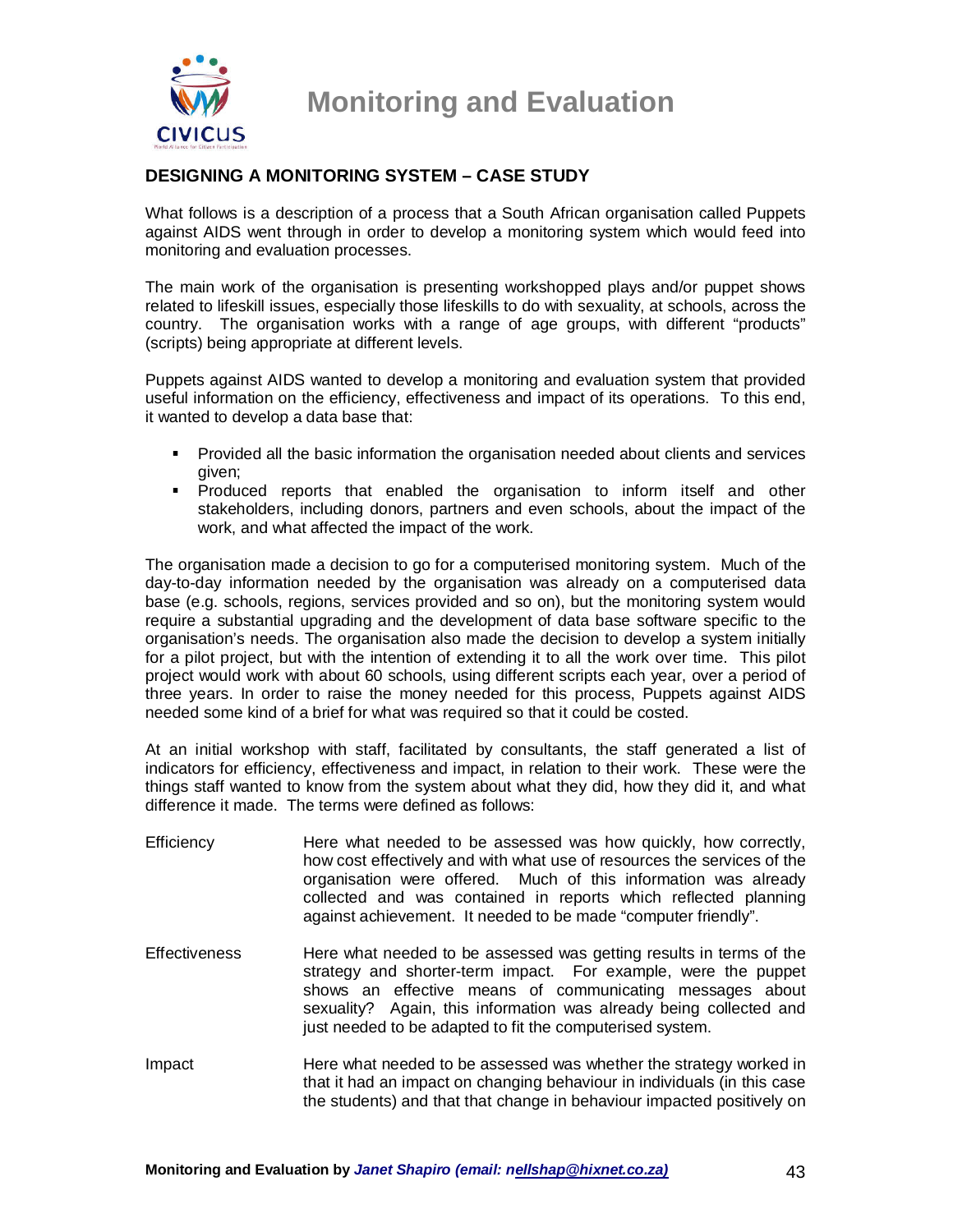## DESIGNING A MONITORING SYSTEM – CASE STUDY

What follows is a description of a process that a South African organisation called Puppets against AIDS went through in order to develop a monitoring system which would feed into monitoring and evaluation processes.

The main work of the organisation is presenting workshopped plays and/or puppet shows related to lifeskill issues, especially those lifeskills to do with sexuality, at schools, across the country. The organisation works with a range of age groups, with different "products" (scripts) being appropriate at different levels.

Puppets against AIDS wanted to develop a monitoring and evaluation system that provided useful information on the efficiency, effectiveness and impact of its operations. To this end, it wanted to develop a data base that:

- Provided all the basic information the organisation needed about clients and services given;
- Produced reports that enabled the organisation to inform itself and other stakeholders, including donors, partners and even schools, about the impact of the work, and what affected the impact of the work.

The organisation made a decision to go for a computerised monitoring system. Much of the day-to-day information needed by the organisation was already on a computerised data base (e.g. schools, regions, services provided and so on), but the monitoring system would require a substantial upgrading and the development of data base software specific to the organisation's needs. The organisation also made the decision to develop a system initially for a pilot project, but with the intention of extending it to all the work over time. This pilot project would work with about 60 schools, using different scripts each year, over a period of three years. In order to raise the money needed for this process, Puppets against AIDS needed some kind of a brief for what was required so that it could be costed.

At an initial workshop with staff, facilitated by consultants, the staff generated a list of indicators for efficiency, effectiveness and impact, in relation to their work. These were the things staff wanted to know from the system about what they did, how they did it, and what difference it made. The terms were defined as follows:

| | |
|---|---|
| Efficiency | Here what needed to be assessed was how quickly, how correctly, how cost effectively and with what use of resources the services of the organisation were offered. Much of this information was already collected and was contained in reports which reflected planning against achievement. It needed to be made "computer friendly". |
| Effectiveness | Here what needed to be assessed was getting results in terms of the strategy and shorter-term impact. For example, were the puppet shows an effective means of communicating messages about sexuality? Again, this information was already being collected and just needed to be adapted to fit the computerised system. |
| Impact | Here what needed to be assessed was whether the strategy worked in that it had an impact on changing behaviour in individuals (in this case the students) and that that change in behaviour impacted positively on |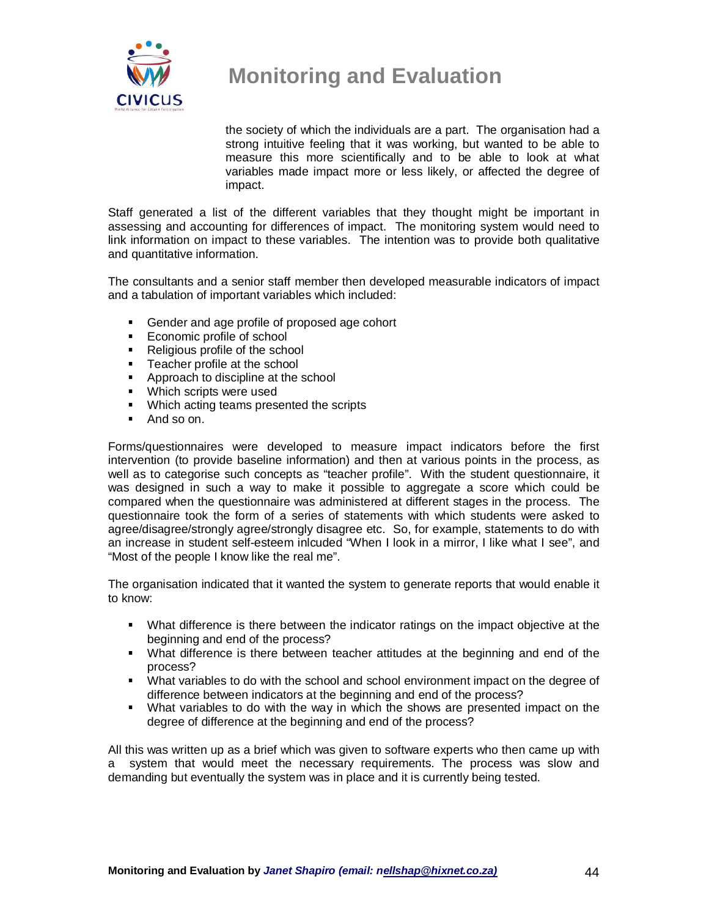the society of which the individuals are a part. The organisation had a strong intuitive feeling that it was working, but wanted to be able to measure this more scientifically and to be able to look at what variables made impact more or less likely, or affected the degree of impact.

Staff generated a list of the different variables that they thought might be important in assessing and accounting for differences of impact. The monitoring system would need to link information on impact to these variables. The intention was to provide both qualitative and quantitative information.

The consultants and a senior staff member then developed measurable indicators of impact and a tabulation of important variables which included:

- Gender and age profile of proposed age cohort
- Economic profile of school
- Religious profile of the school
- Teacher profile at the school
- Approach to discipline at the school
- Which scripts were used
- Which acting teams presented the scripts
- And so on.

Forms/questionnaires were developed to measure impact indicators before the first intervention (to provide baseline information) and then at various points in the process, as well as to categorise such concepts as "teacher profile". With the student questionnaire, it was designed in such a way to make it possible to aggregate a score which could be compared when the questionnaire was administered at different stages in the process. The questionnaire took the form of a series of statements with which students were asked to agree/disagree/strongly agree/strongly disagree etc. So, for example, statements to do with an increase in student self-esteem inlcuded "When I look in a mirror, I like what I see", and "Most of the people I know like the real me".

The organisation indicated that it wanted the system to generate reports that would enable it to know:

- What difference is there between the indicator ratings on the impact objective at the beginning and end of the process?
- What difference is there between teacher attitudes at the beginning and end of the process?
- What variables to do with the school and school environment impact on the degree of difference between indicators at the beginning and end of the process?
- What variables to do with the way in which the shows are presented impact on the degree of difference at the beginning and end of the process?

All this was written up as a brief which was given to software experts who then came up with a system that would meet the necessary requirements. The process was slow and demanding but eventually the system was in place and it is currently being tested.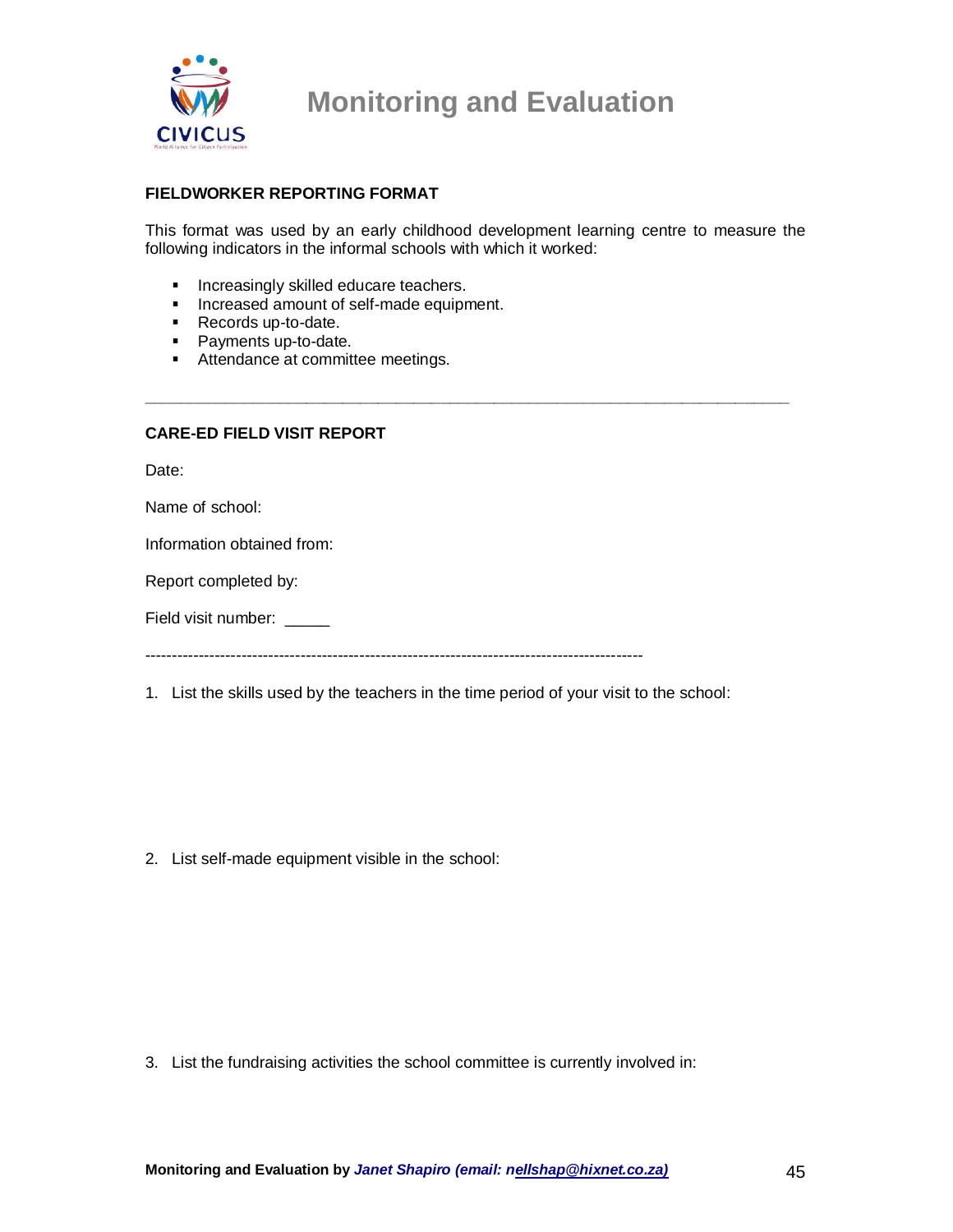**FIELDWORKER REPORTING FORMAT**

This format was used by an early childhood development learning centre to measure the following indicators in the informal schools with which it worked:

- Increasingly skilled educare teachers.
- Increased amount of self-made equipment.
- Records up-to-date.
- Payments up-to-date.
- Attendance at committee meetings.

---

**CARE-ED FIELD VISIT REPORT**

Date:

Name of school:

Information obtained from:

Report completed by:

Field visit number: _____

---

1. List the skills used by the teachers in the time period of your visit to the school:

2. List self-made equipment visible in the school:

3. List the fundraising activities the school committee is currently involved in: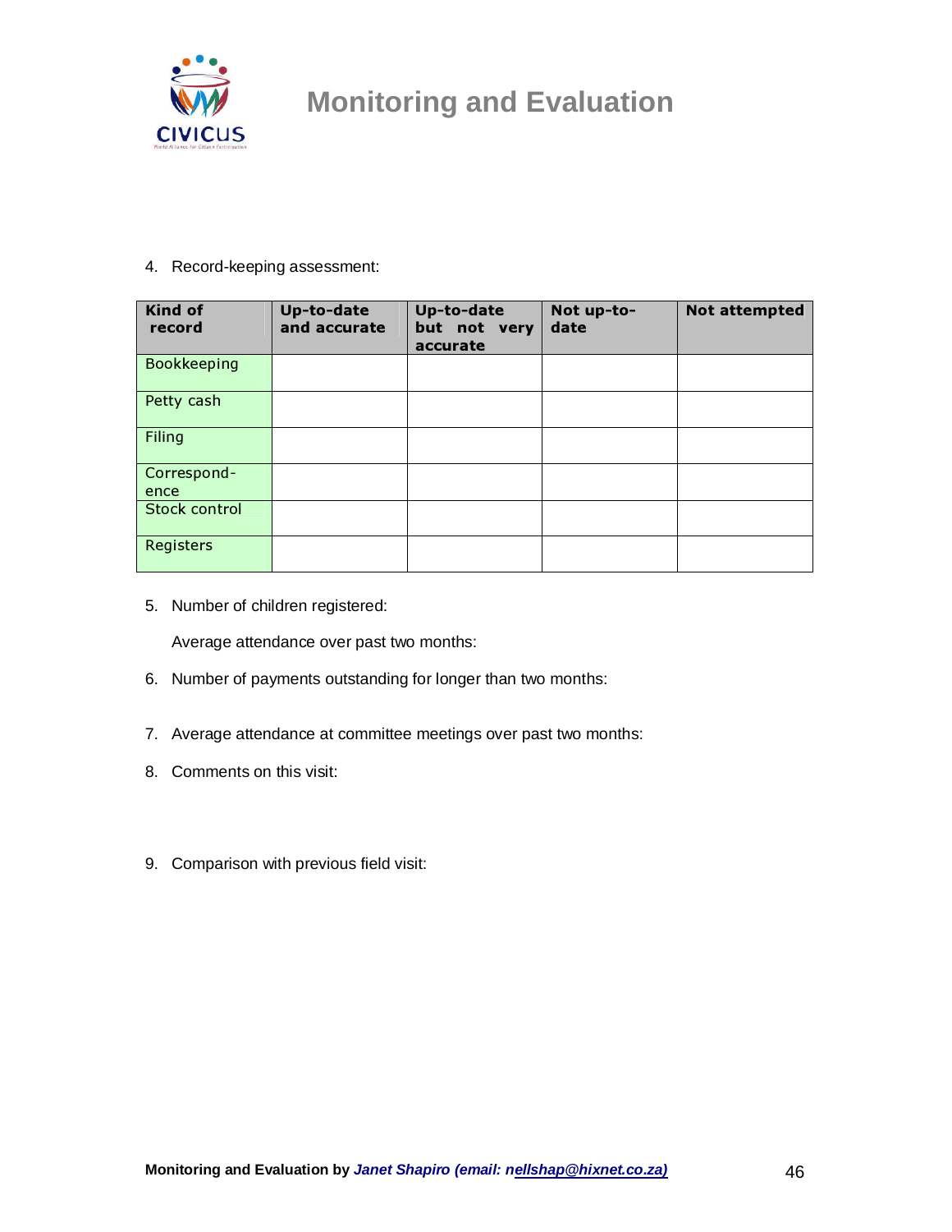4. Record-keeping assessment:

| Kind of record | Up-to-date and accurate | Up-to-date but not very accurate | Not up-to-date | Not attempted |
|---|---|---|---|---|
| Bookkeeping | | | | |
| Petty cash | | | | |
| Filing | | | | |
| Correspond-ence | | | | |
| Stock control | | | | |
| Registers | | | | |

5. Number of children registered:

   Average attendance over past two months:

6. Number of payments outstanding for longer than two months:

7. Average attendance at committee meetings over past two months:

8. Comments on this visit:

9. Comparison with previous field visit: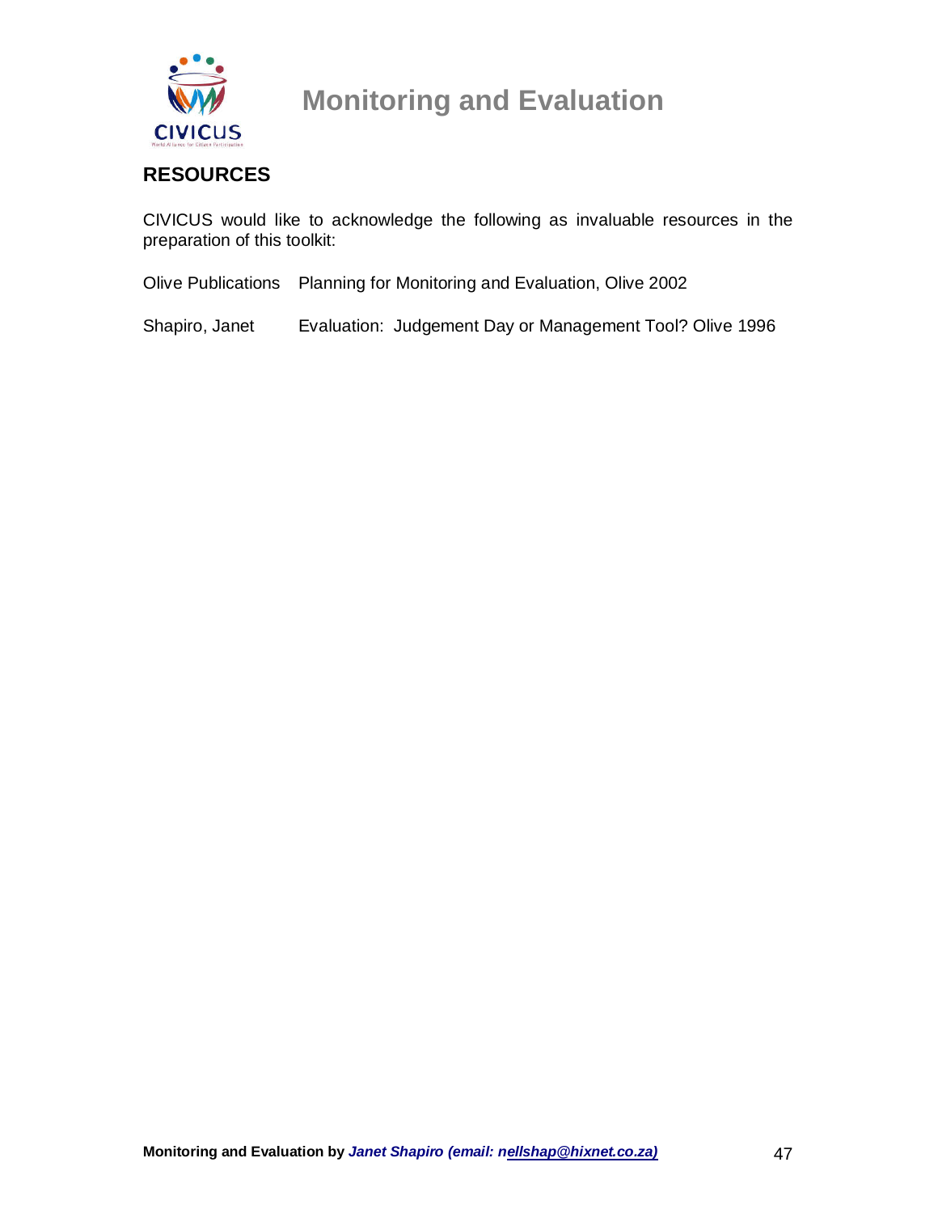## RESOURCES

CIVICUS would like to acknowledge the following as invaluable resources in the preparation of this toolkit:

| | |
|---|---|
| Olive Publications | Planning for Monitoring and Evaluation, Olive 2002 |
| Shapiro, Janet | Evaluation: Judgement Day or Management Tool? Olive 1996 |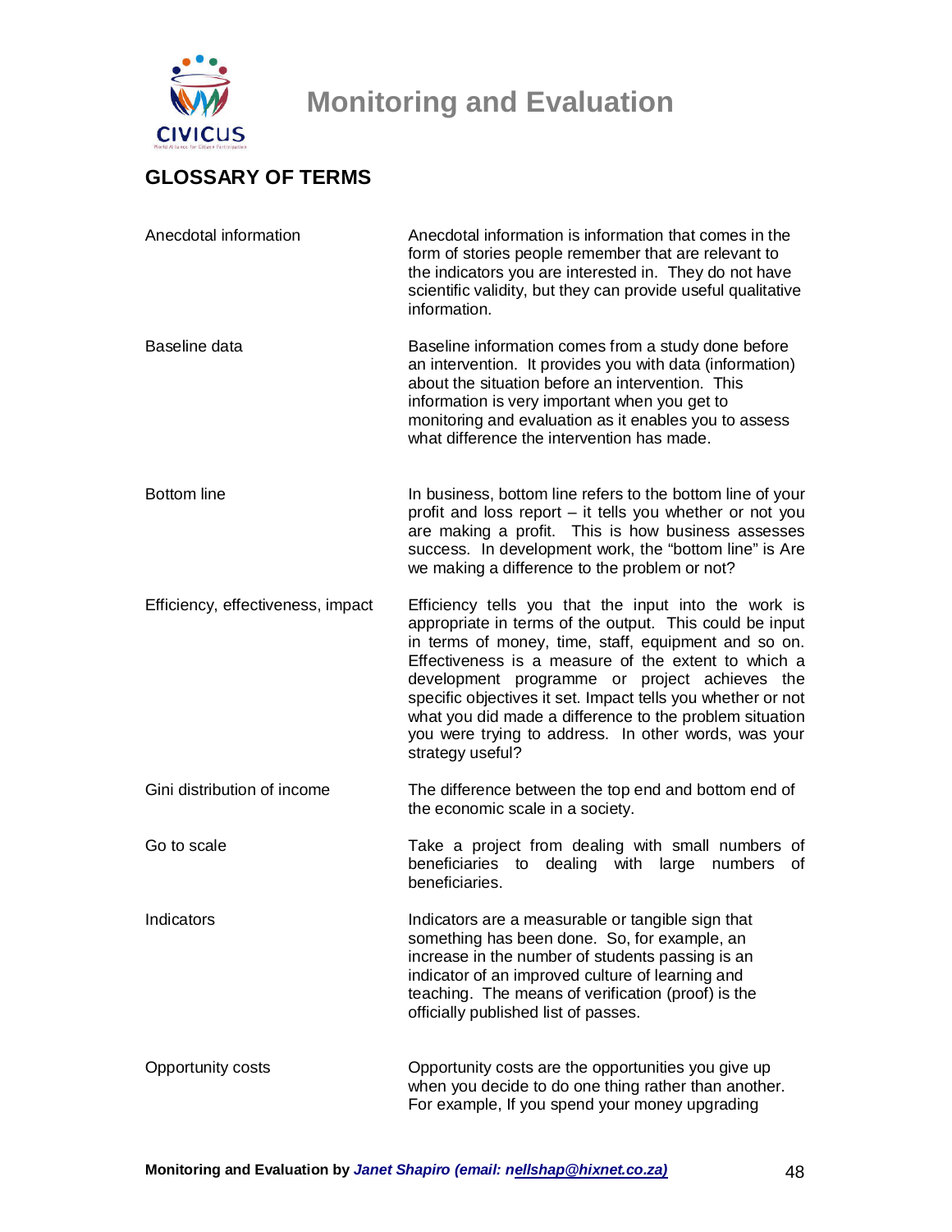## GLOSSARY OF TERMS

| | |
|---|---|
| Anecdotal information | Anecdotal information is information that comes in the form of stories people remember that are relevant to the indicators you are interested in. They do not have scientific validity, but they can provide useful qualitative information. |
| Baseline data | Baseline information comes from a study done before an intervention. It provides you with data (information) about the situation before an intervention. This information is very important when you get to monitoring and evaluation as it enables you to assess what difference the intervention has made. |
| Bottom line | In business, bottom line refers to the bottom line of your profit and loss report – it tells you whether or not you are making a profit. This is how business assesses success. In development work, the "bottom line" is Are we making a difference to the problem or not? |
| Efficiency, effectiveness, impact | Efficiency tells you that the input into the work is appropriate in terms of the output. This could be input in terms of money, time, staff, equipment and so on. Effectiveness is a measure of the extent to which a development programme or project achieves the specific objectives it set. Impact tells you whether or not what you did made a difference to the problem situation you were trying to address. In other words, was your strategy useful? |
| Gini distribution of income | The difference between the top end and bottom end of the economic scale in a society. |
| Go to scale | Take a project from dealing with small numbers of beneficiaries to dealing with large numbers of beneficiaries. |
| Indicators | Indicators are a measurable or tangible sign that something has been done. So, for example, an increase in the number of students passing is an indicator of an improved culture of learning and teaching. The means of verification (proof) is the officially published list of passes. |
| Opportunity costs | Opportunity costs are the opportunities you give up when you decide to do one thing rather than another. For example, If you spend your money upgrading |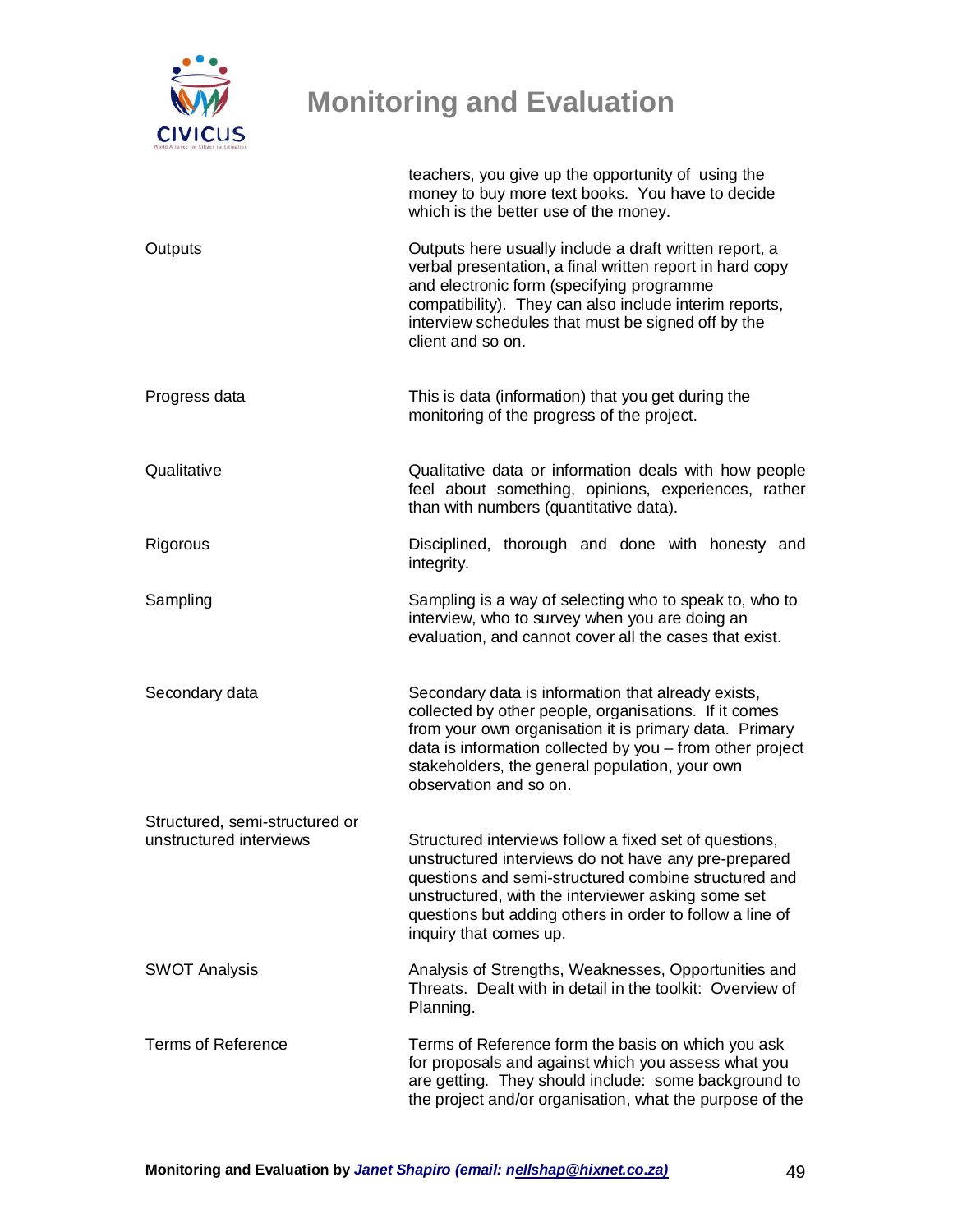| | |
|---|---|
| | teachers, you give up the opportunity of using the money to buy more text books. You have to decide which is the better use of the money. |
| Outputs | Outputs here usually include a draft written report, a verbal presentation, a final written report in hard copy and electronic form (specifying programme compatibility). They can also include interim reports, interview schedules that must be signed off by the client and so on. |
| Progress data | This is data (information) that you get during the monitoring of the progress of the project. |
| Qualitative | Qualitative data or information deals with how people feel about something, opinions, experiences, rather than with numbers (quantitative data). |
| Rigorous | Disciplined, thorough and done with honesty and integrity. |
| Sampling | Sampling is a way of selecting who to speak to, who to interview, who to survey when you are doing an evaluation, and cannot cover all the cases that exist. |
| Secondary data | Secondary data is information that already exists, collected by other people, organisations. If it comes from your own organisation it is primary data. Primary data is information collected by you – from other project stakeholders, the general population, your own observation and so on. |
| Structured, semi-structured or unstructured interviews | Structured interviews follow a fixed set of questions, unstructured interviews do not have any pre-prepared questions and semi-structured combine structured and unstructured, with the interviewer asking some set questions but adding others in order to follow a line of inquiry that comes up. |
| SWOT Analysis | Analysis of Strengths, Weaknesses, Opportunities and Threats. Dealt with in detail in the toolkit: Overview of Planning. |
| Terms of Reference | Terms of Reference form the basis on which you ask for proposals and against which you assess what you are getting. They should include: some background to the project and/or organisation, what the purpose of the |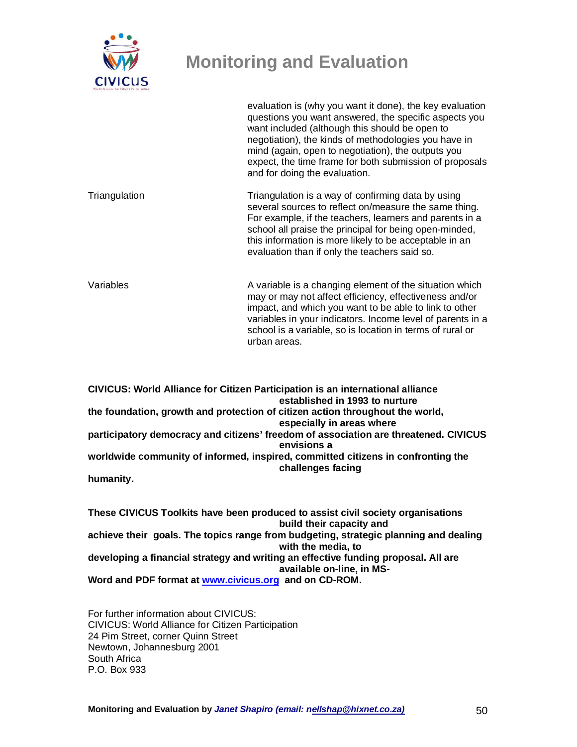| | |
|---|---|
| | evaluation is (why you want it done), the key evaluation questions you want answered, the specific aspects you want included (although this should be open to negotiation), the kinds of methodologies you have in mind (again, open to negotiation), the outputs you expect, the time frame for both submission of proposals and for doing the evaluation. |
| Triangulation | Triangulation is a way of confirming data by using several sources to reflect on/measure the same thing. For example, if the teachers, learners and parents in a school all praise the principal for being open-minded, this information is more likely to be acceptable in an evaluation than if only the teachers said so. |
| Variables | A variable is a changing element of the situation which may or may not affect efficiency, effectiveness and/or impact, and which you want to be able to link to other variables in your indicators. Income level of parents in a school is a variable, so is location in terms of rural or urban areas. |

**CIVICUS: World Alliance for Citizen Participation is an international alliance established in 1993 to nurture the foundation, growth and protection of citizen action throughout the world, especially in areas where participatory democracy and citizens' freedom of association are threatened. CIVICUS envisions a worldwide community of informed, inspired, committed citizens in confronting the challenges facing humanity.**

**These CIVICUS Toolkits have been produced to assist civil society organisations build their capacity and achieve their goals. The topics range from budgeting, strategic planning and dealing with the media, to developing a financial strategy and writing an effective funding proposal. All are available on-line, in MS-Word and PDF format at [www.civicus.org](http://www.civicus.org) and on CD-ROM.**

For further information about CIVICUS:
CIVICUS: World Alliance for Citizen Participation
24 Pim Street, corner Quinn Street
Newtown, Johannesburg 2001
South Africa
P.O. Box 933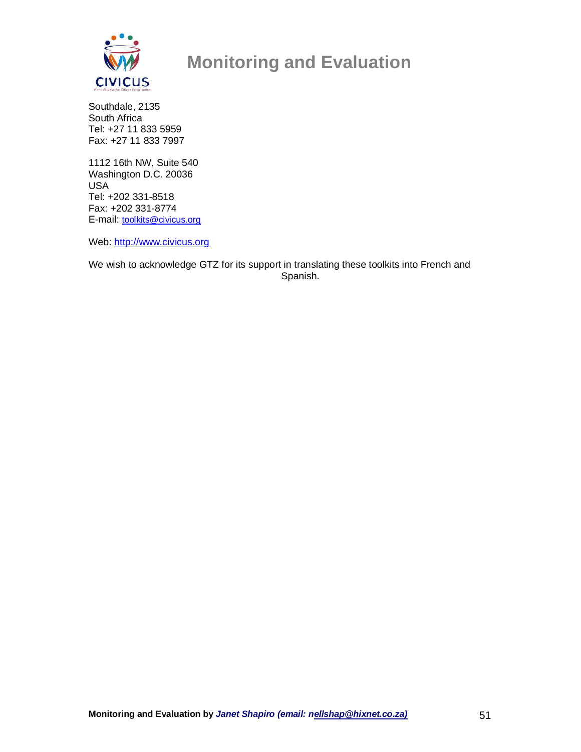# Monitoring and Evaluation

Southdale, 2135
South Africa
Tel: +27 11 833 5959
Fax: +27 11 833 7997

1112 16th NW, Suite 540
Washington D.C. 20036
USA
Tel: +202 331-8518
Fax: +202 331-8774
E-mail: toolkits@civicus.org

Web: http://www.civicus.org

We wish to acknowledge GTZ for its support in translating these toolkits into French and Spanish.